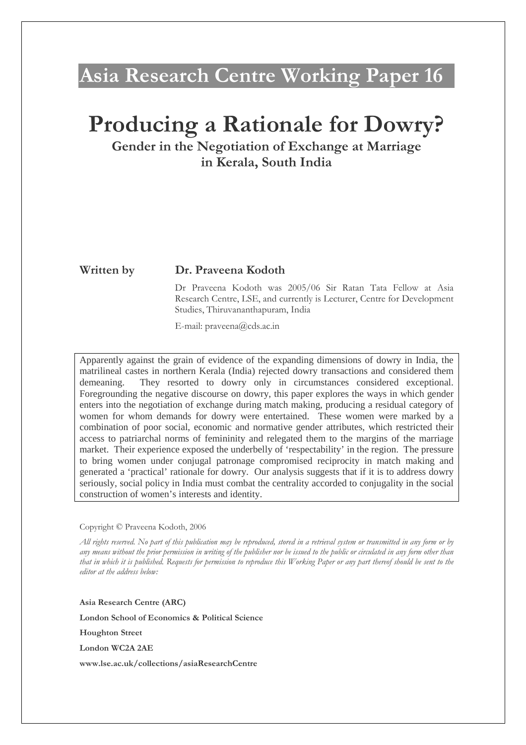# Asia Research Centre Working Paper 16

# Producing a Rationale for Dowry?

## Gender in the Negotiation of Exchange at Marriage in Kerala, South India

**Written by** **Dr. Praveena Kodoth**

Dr Praveena Kodoth was 2005/06 Sir Ratan Tata Fellow at Asia Research Centre, LSE, and currently is Lecturer, Centre for Development Studies, Thiruvananthapuram, India

E-mail: praveena@cds.ac.in

Apparently against the grain of evidence of the expanding dimensions of dowry in India, the matrilineal castes in northern Kerala (India) rejected dowry transactions and considered them demeaning. They resorted to dowry only in circumstances considered exceptional. Foregrounding the negative discourse on dowry, this paper explores the ways in which gender enters into the negotiation of exchange during match making, producing a residual category of women for whom demands for dowry were entertained. These women were marked by a combination of poor social, economic and normative gender attributes, which restricted their access to patriarchal norms of femininity and relegated them to the margins of the marriage market. Their experience exposed the underbelly of 'respectability' in the region. The pressure to bring women under conjugal patronage compromised reciprocity in match making and generated a 'practical' rationale for dowry. Our analysis suggests that if it is to address dowry seriously, social policy in India must combat the centrality accorded to conjugality in the social construction of women's interests and identity.

Copyright © Praveena Kodoth, 2006

*All rights reserved. No part of this publication may be reproduced, stored in a retrieval system or transmitted in any form or by any means without the prior permission in writing of the publisher nor be issued to the public or circulated in any form other than that in which it is published. Requests for permission to reproduce this Working Paper or any part thereof should be sent to the editor at the address below:*

**Asia Research Centre (ARC)**

**London School of Economics & Political Science**

**Houghton Street**

**London WC2A 2AE**

**www.lse.ac.uk/collections/asiaResearchCentre**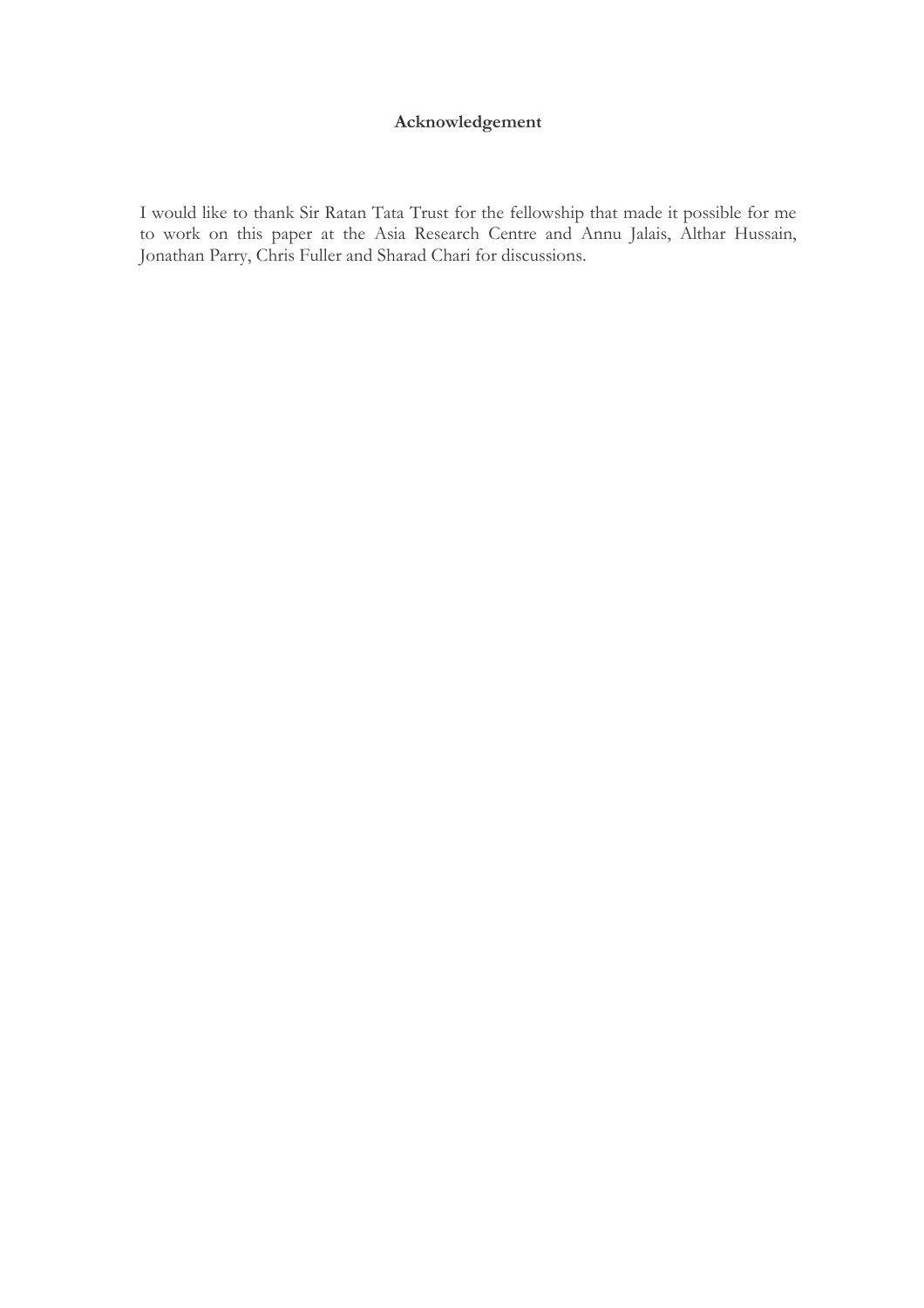## Acknowledgement

I would like to thank Sir Ratan Tata Trust for the fellowship that made it possible for me to work on this paper at the Asia Research Centre and Annu Jalais, Althar Hussain, Jonathan Parry, Chris Fuller and Sharad Chari for discussions.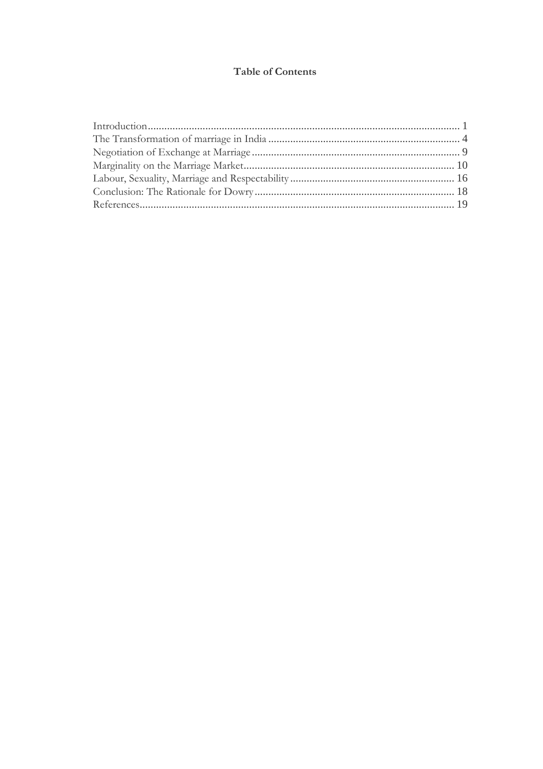## Table of Contents

Introduction ........................................................................................................ 1
The Transformation of marriage in India ........................................................... 4
Negotiation of Exchange at Marriage ................................................................. 9
Marginality on the Marriage Market .................................................................. 10
Labour, Sexuality, Marriage and Respectability ................................................. 16
Conclusion: The Rationale for Dowry ............................................................... 18
References ......................................................................................................... 19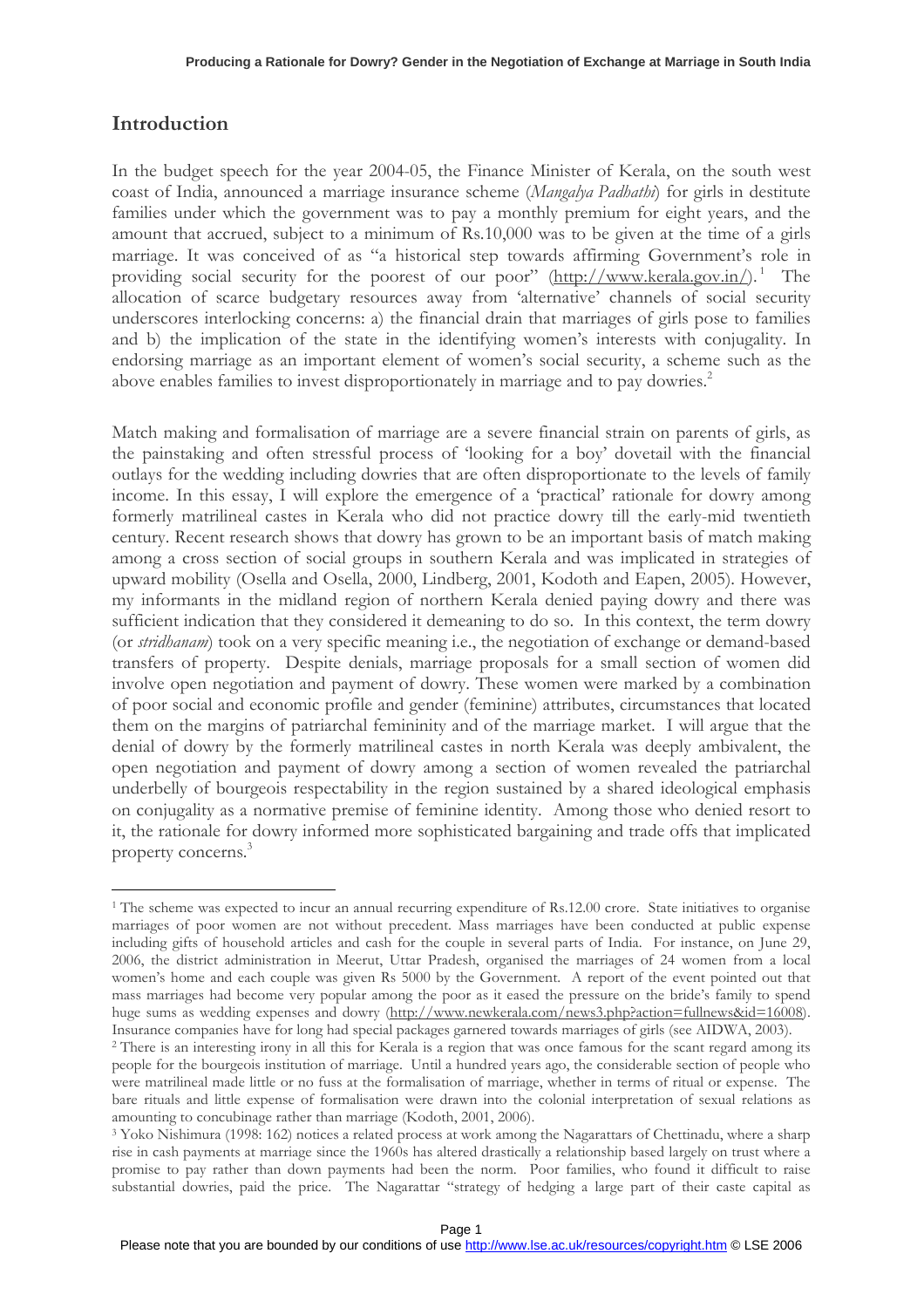## Introduction

In the budget speech for the year 2004-05, the Finance Minister of Kerala, on the south west coast of India, announced a marriage insurance scheme (*Mangalya Padhathi*) for girls in destitute families under which the government was to pay a monthly premium for eight years, and the amount that accrued, subject to a minimum of Rs.10,000 was to be given at the time of a girls marriage. It was conceived of as "a historical step towards affirming Government's role in providing social security for the poorest of our poor" (http://www.kerala.gov.in/).[1] The allocation of scarce budgetary resources away from 'alternative' channels of social security underscores interlocking concerns: a) the financial drain that marriages of girls pose to families and b) the implication of the state in the identifying women's interests with conjugality. In endorsing marriage as an important element of women's social security, a scheme such as the above enables families to invest disproportionately in marriage and to pay dowries.[2]

Match making and formalisation of marriage are a severe financial strain on parents of girls, as the painstaking and often stressful process of 'looking for a boy' dovetail with the financial outlays for the wedding including dowries that are often disproportionate to the levels of family income. In this essay, I will explore the emergence of a 'practical' rationale for dowry among formerly matrilineal castes in Kerala who did not practice dowry till the early-mid twentieth century. Recent research shows that dowry has grown to be an important basis of match making among a cross section of social groups in southern Kerala and was implicated in strategies of upward mobility (Osella and Osella, 2000, Lindberg, 2001, Kodoth and Eapen, 2005). However, my informants in the midland region of northern Kerala denied paying dowry and there was sufficient indication that they considered it demeaning to do so. In this context, the term dowry (or *stridhanam*) took on a very specific meaning i.e., the negotiation of exchange or demand-based transfers of property. Despite denials, marriage proposals for a small section of women did involve open negotiation and payment of dowry. These women were marked by a combination of poor social and economic profile and gender (feminine) attributes, circumstances that located them on the margins of patriarchal femininity and of the marriage market. I will argue that the denial of dowry by the formerly matrilineal castes in north Kerala was deeply ambivalent, the open negotiation and payment of dowry among a section of women revealed the patriarchal underbelly of bourgeois respectability in the region sustained by a shared ideological emphasis on conjugality as a normative premise of feminine identity. Among those who denied resort to it, the rationale for dowry informed more sophisticated bargaining and trade offs that implicated property concerns.[3]

---

[1] The scheme was expected to incur an annual recurring expenditure of Rs.12.00 crore. State initiatives to organise marriages of poor women are not without precedent. Mass marriages have been conducted at public expense including gifts of household articles and cash for the couple in several parts of India. For instance, on June 29, 2006, the district administration in Meerut, Uttar Pradesh, organised the marriages of 24 women from a local women's home and each couple was given Rs 5000 by the Government. A report of the event pointed out that mass marriages had become very popular among the poor as it eased the pressure on the bride's family to spend huge sums as wedding expenses and dowry (http://www.newkerala.com/news3.php?action=fullnews&id=16008). Insurance companies have for long had special packages garnered towards marriages of girls (see AIDWA, 2003).

[2] There is an interesting irony in all this for Kerala is a region that was once famous for the scant regard among its people for the bourgeois institution of marriage. Until a hundred years ago, the considerable section of people who were matrilineal made little or no fuss at the formalisation of marriage, whether in terms of ritual or expense. The bare rituals and little expense of formalisation were drawn into the colonial interpretation of sexual relations as amounting to concubinage rather than marriage (Kodoth, 2001, 2006).

[3] Yoko Nishimura (1998: 162) notices a related process at work among the Nagarattars of Chettinadu, where a sharp rise in cash payments at marriage since the 1960s has altered drastically a relationship based largely on trust where a promise to pay rather than down payments had been the norm. Poor families, who found it difficult to raise substantial dowries, paid the price. The Nagarattar "strategy of hedging a large part of their caste capital as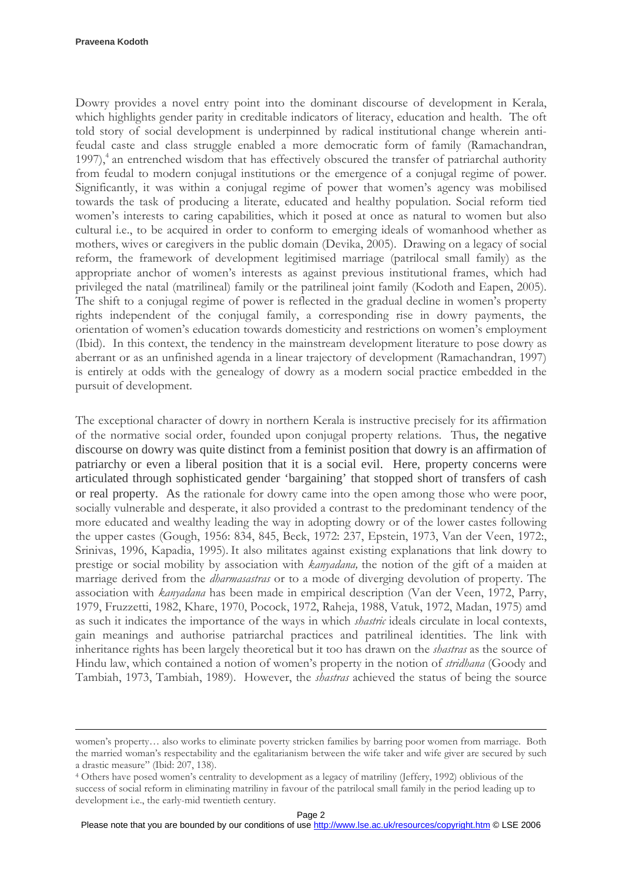Dowry provides a novel entry point into the dominant discourse of development in Kerala, which highlights gender parity in creditable indicators of literacy, education and health. The oft told story of social development is underpinned by radical institutional change wherein anti-feudal caste and class struggle enabled a more democratic form of family (Ramachandran, 1997),[4] an entrenched wisdom that has effectively obscured the transfer of patriarchal authority from feudal to modern conjugal institutions or the emergence of a conjugal regime of power. Significantly, it was within a conjugal regime of power that women's agency was mobilised towards the task of producing a literate, educated and healthy population. Social reform tied women's interests to caring capabilities, which it posed at once as natural to women but also cultural i.e., to be acquired in order to conform to emerging ideals of womanhood whether as mothers, wives or caregivers in the public domain (Devika, 2005). Drawing on a legacy of social reform, the framework of development legitimised marriage (patrilocal small family) as the appropriate anchor of women's interests as against previous institutional frames, which had privileged the natal (matrilineal) family or the patrilineal joint family (Kodoth and Eapen, 2005). The shift to a conjugal regime of power is reflected in the gradual decline in women's property rights independent of the conjugal family, a corresponding rise in dowry payments, the orientation of women's education towards domesticity and restrictions on women's employment (Ibid). In this context, the tendency in the mainstream development literature to pose dowry as aberrant or as an unfinished agenda in a linear trajectory of development (Ramachandran, 1997) is entirely at odds with the genealogy of dowry as a modern social practice embedded in the pursuit of development.

The exceptional character of dowry in northern Kerala is instructive precisely for its affirmation of the normative social order, founded upon conjugal property relations. Thus, the negative discourse on dowry was quite distinct from a feminist position that dowry is an affirmation of patriarchy or even a liberal position that it is a social evil. Here, property concerns were articulated through sophisticated gender 'bargaining' that stopped short of transfers of cash or real property. As the rationale for dowry came into the open among those who were poor, socially vulnerable and desperate, it also provided a contrast to the predominant tendency of the more educated and wealthy leading the way in adopting dowry or of the lower castes following the upper castes (Gough, 1956: 834, 845, Beck, 1972: 237, Epstein, 1973, Van der Veen, 1972:, Srinivas, 1996, Kapadia, 1995). It also militates against existing explanations that link dowry to prestige or social mobility by association with *kanyadana,* the notion of the gift of a maiden at marriage derived from the *dharmasastras* or to a mode of diverging devolution of property. The association with *kanyadana* has been made in empirical description (Van der Veen, 1972, Parry, 1979, Fruzzetti, 1982, Khare, 1970, Pocock, 1972, Raheja, 1988, Vatuk, 1972, Madan, 1975) amd as such it indicates the importance of the ways in which *shastric* ideals circulate in local contexts, gain meanings and authorise patriarchal practices and patrilineal identities. The link with inheritance rights has been largely theoretical but it too has drawn on the *shastras* as the source of Hindu law, which contained a notion of women's property in the notion of *stridhana* (Goody and Tambiah, 1973, Tambiah, 1989). However, the *shastras* achieved the status of being the source

---

women's property… also works to eliminate poverty stricken families by barring poor women from marriage. Both the married woman's respectability and the egalitarianism between the wife taker and wife giver are secured by such a drastic measure" (Ibid: 207, 138).

[4] Others have posed women's centrality to development as a legacy of matriliny (Jeffery, 1992) oblivious of the success of social reform in eliminating matriliny in favour of the patrilocal small family in the period leading up to development i.e., the early-mid twentieth century.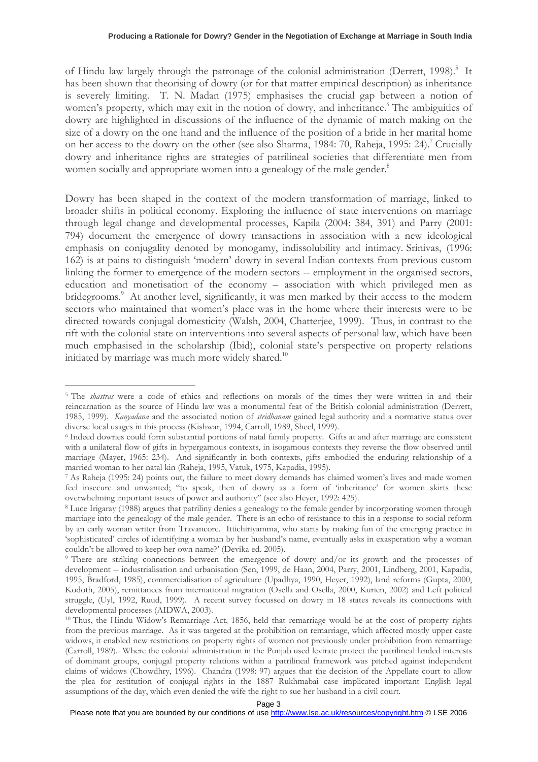of Hindu law largely through the patronage of the colonial administration (Derrett, 1998).[5] It has been shown that theorising of dowry (or for that matter empirical description) as inheritance is severely limiting. T. N. Madan (1975) emphasises the crucial gap between a notion of women's property, which may exit in the notion of dowry, and inheritance.[6] The ambiguities of dowry are highlighted in discussions of the influence of the dynamic of match making on the size of a dowry on the one hand and the influence of the position of a bride in her marital home on her access to the dowry on the other (see also Sharma, 1984: 70, Raheja, 1995: 24).[7] Crucially dowry and inheritance rights are strategies of patrilineal societies that differentiate men from women socially and appropriate women into a genealogy of the male gender.[8]

Dowry has been shaped in the context of the modern transformation of marriage, linked to broader shifts in political economy. Exploring the influence of state interventions on marriage through legal change and developmental processes, Kapila (2004: 384, 391) and Parry (2001: 794) document the emergence of dowry transactions in association with a new ideological emphasis on conjugality denoted by monogamy, indissolubility and intimacy. Srinivas, (1996: 162) is at pains to distinguish 'modern' dowry in several Indian contexts from previous custom linking the former to emergence of the modern sectors -- employment in the organised sectors, education and monetisation of the economy – association with which privileged men as bridegrooms.[9] At another level, significantly, it was men marked by their access to the modern sectors who maintained that women's place was in the home where their interests were to be directed towards conjugal domesticity (Walsh, 2004, Chatterjee, 1999). Thus, in contrast to the rift with the colonial state on interventions into several aspects of personal law, which have been much emphasised in the scholarship (Ibid), colonial state's perspective on property relations initiated by marriage was much more widely shared.[10]

---

[5] The *shastras* were a code of ethics and reflections on morals of the times they were written in and their reincarnation as the source of Hindu law was a monumental feat of the British colonial administration (Derrett, 1985, 1999). *Kanyadana* and the associated notion of *stridhanam* gained legal authority and a normative status over diverse local usages in this process (Kishwar, 1994, Carroll, 1989, Sheel, 1999).

[6] Indeed dowries could form substantial portions of natal family property. Gifts at and after marriage are consistent with a unilateral flow of gifts in hypergamous contexts, in isogamous contexts they reverse the flow observed until marriage (Mayer, 1965: 234). And significantly in both contexts, gifts embodied the enduring relationship of a married woman to her natal kin (Raheja, 1995, Vatuk, 1975, Kapadia, 1995).

[7] As Raheja (1995: 24) points out, the failure to meet dowry demands has claimed women's lives and made women feel insecure and unwanted; "to speak, then of dowry as a form of 'inheritance' for women skirts these overwhelming important issues of power and authority" (see also Heyer, 1992: 425).

[8] Luce Irigaray (1988) argues that patriliny denies a genealogy to the female gender by incorporating women through marriage into the genealogy of the male gender. There is an echo of resistance to this in a response to social reform by an early woman writer from Travancore. Ittichiriyamma, who starts by making fun of the emerging practice in 'sophisticated' circles of identifying a woman by her husband's name, eventually asks in exasperation why a woman couldn't be allowed to keep her own name?' (Devika ed. 2005).

[9] There are striking connections between the emergence of dowry and/or its growth and the processes of development -- industrialisation and urbanisation (Sen, 1999, de Haan, 2004, Parry, 2001, Lindberg, 2001, Kapadia, 1995, Bradford, 1985), commercialisation of agriculture (Upadhya, 1990, Heyer, 1992), land reforms (Gupta, 2000, Kodoth, 2005), remittances from international migration (Osella and Osella, 2000, Kurien, 2002) and Left political struggle, (Uyl, 1992, Ruud, 1999). A recent survey focussed on dowry in 18 states reveals its connections with developmental processes (AIDWA, 2003).

[10] Thus, the Hindu Widow's Remarriage Act, 1856, held that remarriage would be at the cost of property rights from the previous marriage. As it was targeted at the prohibition on remarriage, which affected mostly upper caste widows, it enabled new restrictions on property rights of women not previously under prohibition from remarriage (Carroll, 1989). Where the colonial administration in the Punjab used levirate protect the patrilineal landed interests of dominant groups, conjugal property relations within a patrilineal framework was pitched against independent claims of widows (Chowdhry, 1996). Chandra (1998: 97) argues that the decision of the Appellate court to allow the plea for restitution of conjugal rights in the 1887 Rukhmabai case implicated important English legal assumptions of the day, which even denied the wife the right to sue her husband in a civil court.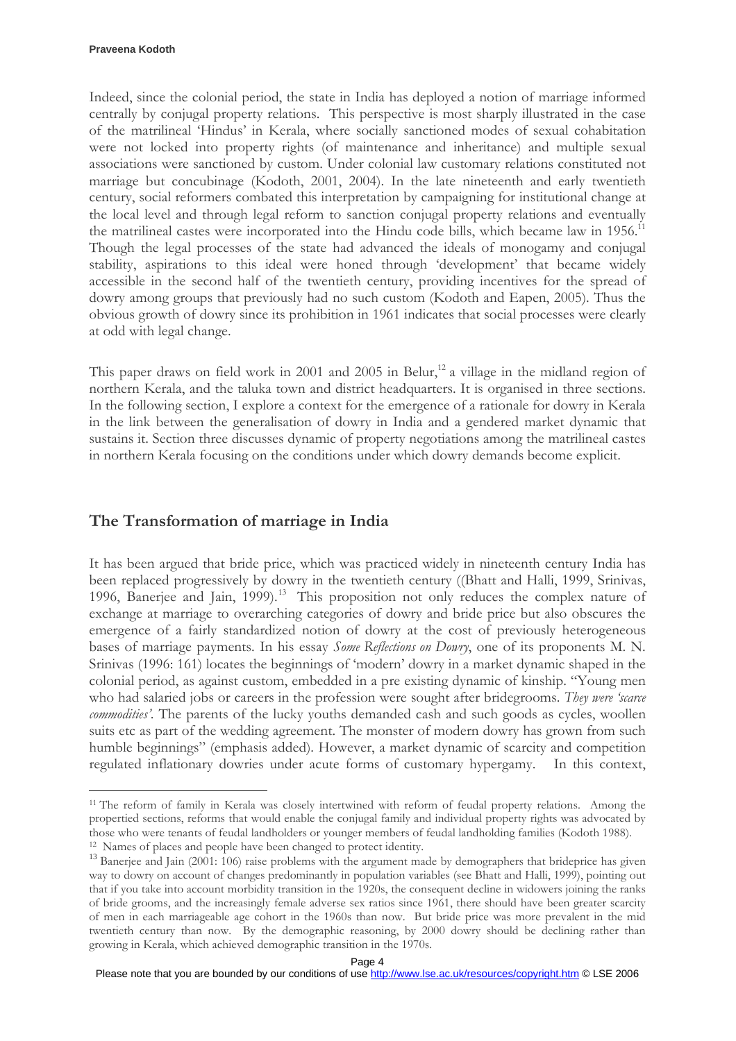Indeed, since the colonial period, the state in India has deployed a notion of marriage informed centrally by conjugal property relations. This perspective is most sharply illustrated in the case of the matrilineal 'Hindus' in Kerala, where socially sanctioned modes of sexual cohabitation were not locked into property rights (of maintenance and inheritance) and multiple sexual associations were sanctioned by custom. Under colonial law customary relations constituted not marriage but concubinage (Kodoth, 2001, 2004). In the late nineteenth and early twentieth century, social reformers combated this interpretation by campaigning for institutional change at the local level and through legal reform to sanction conjugal property relations and eventually the matrilineal castes were incorporated into the Hindu code bills, which became law in 1956.[11] Though the legal processes of the state had advanced the ideals of monogamy and conjugal stability, aspirations to this ideal were honed through 'development' that became widely accessible in the second half of the twentieth century, providing incentives for the spread of dowry among groups that previously had no such custom (Kodoth and Eapen, 2005). Thus the obvious growth of dowry since its prohibition in 1961 indicates that social processes were clearly at odd with legal change.

This paper draws on field work in 2001 and 2005 in Belur,[12] a village in the midland region of northern Kerala, and the taluka town and district headquarters. It is organised in three sections. In the following section, I explore a context for the emergence of a rationale for dowry in Kerala in the link between the generalisation of dowry in India and a gendered market dynamic that sustains it. Section three discusses dynamic of property negotiations among the matrilineal castes in northern Kerala focusing on the conditions under which dowry demands become explicit.

## The Transformation of marriage in India

It has been argued that bride price, which was practiced widely in nineteenth century India has been replaced progressively by dowry in the twentieth century ((Bhatt and Halli, 1999, Srinivas, 1996, Banerjee and Jain, 1999).[13] This proposition not only reduces the complex nature of exchange at marriage to overarching categories of dowry and bride price but also obscures the emergence of a fairly standardized notion of dowry at the cost of previously heterogeneous bases of marriage payments. In his essay *Some Reflections on Dowry*, one of its proponents M. N. Srinivas (1996: 161) locates the beginnings of 'modern' dowry in a market dynamic shaped in the colonial period, as against custom, embedded in a pre existing dynamic of kinship. "Young men who had salaried jobs or careers in the profession were sought after bridegrooms. *They were 'scarce commodities'*. The parents of the lucky youths demanded cash and such goods as cycles, woollen suits etc as part of the wedding agreement. The monster of modern dowry has grown from such humble beginnings" (emphasis added). However, a market dynamic of scarcity and competition regulated inflationary dowries under acute forms of customary hypergamy. In this context,

---

[11] The reform of family in Kerala was closely intertwined with reform of feudal property relations. Among the propertied sections, reforms that would enable the conjugal family and individual property rights was advocated by those who were tenants of feudal landholders or younger members of feudal landholding families (Kodoth 1988).

[12] Names of places and people have been changed to protect identity.

[13] Banerjee and Jain (2001: 106) raise problems with the argument made by demographers that brideprice has given way to dowry on account of changes predominantly in population variables (see Bhatt and Halli, 1999), pointing out that if you take into account morbidity transition in the 1920s, the consequent decline in widowers joining the ranks of bride grooms, and the increasingly female adverse sex ratios since 1961, there should have been greater scarcity of men in each marriageable age cohort in the 1960s than now. But bride price was more prevalent in the mid twentieth century than now. By the demographic reasoning, by 2000 dowry should be declining rather than growing in Kerala, which achieved demographic transition in the 1970s.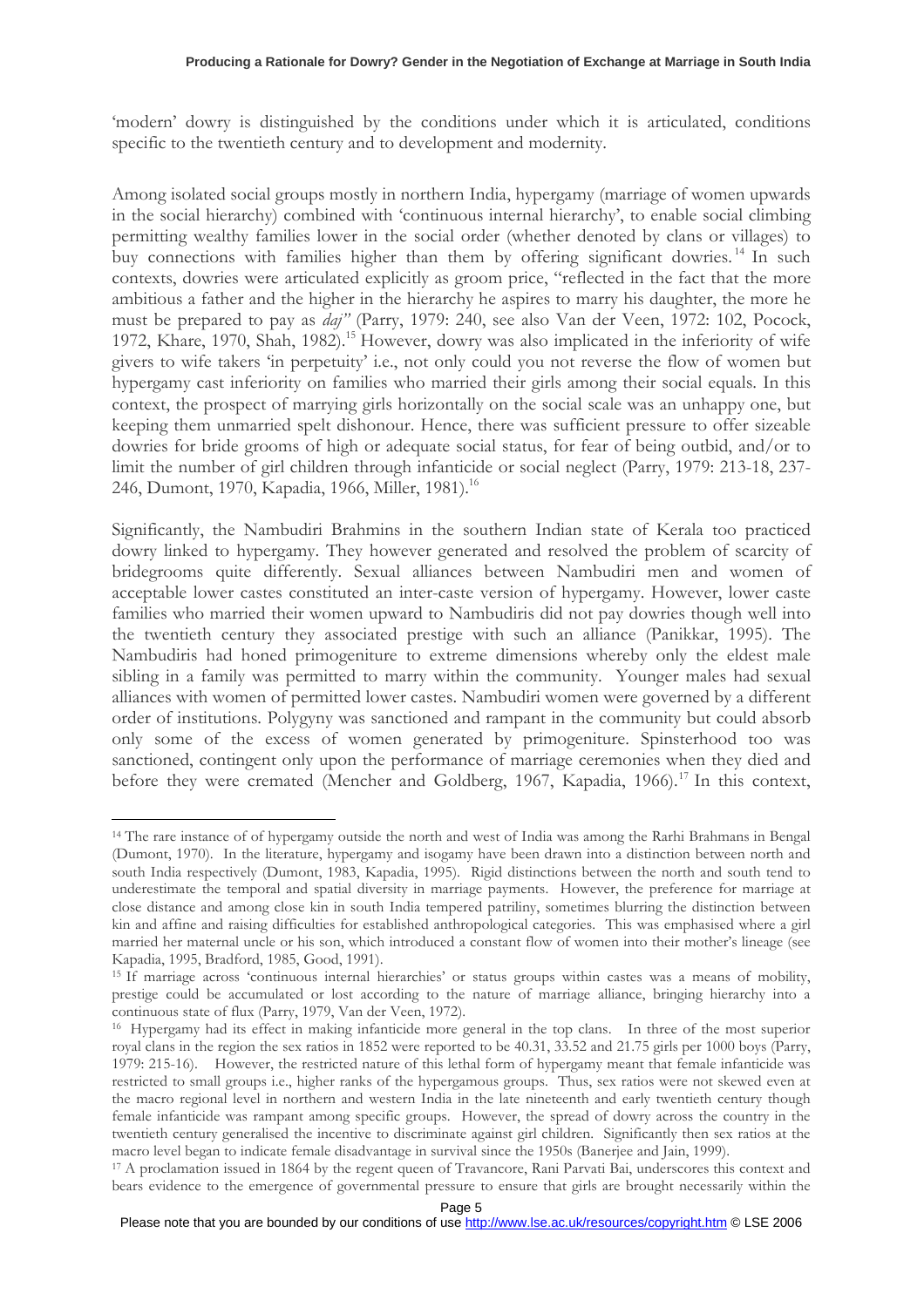'modern' dowry is distinguished by the conditions under which it is articulated, conditions specific to the twentieth century and to development and modernity.

Among isolated social groups mostly in northern India, hypergamy (marriage of women upwards in the social hierarchy) combined with 'continuous internal hierarchy', to enable social climbing permitting wealthy families lower in the social order (whether denoted by clans or villages) to buy connections with families higher than them by offering significant dowries.[14] In such contexts, dowries were articulated explicitly as groom price, "reflected in the fact that the more ambitious a father and the higher in the hierarchy he aspires to marry his daughter, the more he must be prepared to pay as *daj"* (Parry, 1979: 240, see also Van der Veen, 1972: 102, Pocock, 1972, Khare, 1970, Shah, 1982).[15] However, dowry was also implicated in the inferiority of wife givers to wife takers 'in perpetuity' i.e., not only could you not reverse the flow of women but hypergamy cast inferiority on families who married their girls among their social equals. In this context, the prospect of marrying girls horizontally on the social scale was an unhappy one, but keeping them unmarried spelt dishonour. Hence, there was sufficient pressure to offer sizeable dowries for bride grooms of high or adequate social status, for fear of being outbid, and/or to limit the number of girl children through infanticide or social neglect (Parry, 1979: 213-18, 237-246, Dumont, 1970, Kapadia, 1966, Miller, 1981).[16]

Significantly, the Nambudiri Brahmins in the southern Indian state of Kerala too practiced dowry linked to hypergamy. They however generated and resolved the problem of scarcity of bridegrooms quite differently. Sexual alliances between Nambudiri men and women of acceptable lower castes constituted an inter-caste version of hypergamy. However, lower caste families who married their women upward to Nambudiris did not pay dowries though well into the twentieth century they associated prestige with such an alliance (Panikkar, 1995). The Nambudiris had honed primogeniture to extreme dimensions whereby only the eldest male sibling in a family was permitted to marry within the community. Younger males had sexual alliances with women of permitted lower castes. Nambudiri women were governed by a different order of institutions. Polygyny was sanctioned and rampant in the community but could absorb only some of the excess of women generated by primogeniture. Spinsterhood too was sanctioned, contingent only upon the performance of marriage ceremonies when they died and before they were cremated (Mencher and Goldberg, 1967, Kapadia, 1966).[17] In this context,

---

[14] The rare instance of of hypergamy outside the north and west of India was among the Rarhi Brahmans in Bengal (Dumont, 1970). In the literature, hypergamy and isogamy have been drawn into a distinction between north and south India respectively (Dumont, 1983, Kapadia, 1995). Rigid distinctions between the north and south tend to underestimate the temporal and spatial diversity in marriage payments. However, the preference for marriage at close distance and among close kin in south India tempered patriliny, sometimes blurring the distinction between kin and affine and raising difficulties for established anthropological categories. This was emphasised where a girl married her maternal uncle or his son, which introduced a constant flow of women into their mother's lineage (see Kapadia, 1995, Bradford, 1985, Good, 1991).

[15] If marriage across 'continuous internal hierarchies' or status groups within castes was a means of mobility, prestige could be accumulated or lost according to the nature of marriage alliance, bringing hierarchy into a continuous state of flux (Parry, 1979, Van der Veen, 1972).

[16] Hypergamy had its effect in making infanticide more general in the top clans. In three of the most superior royal clans in the region the sex ratios in 1852 were reported to be 40.31, 33.52 and 21.75 girls per 1000 boys (Parry, 1979: 215-16). However, the restricted nature of this lethal form of hypergamy meant that female infanticide was restricted to small groups i.e., higher ranks of the hypergamous groups. Thus, sex ratios were not skewed even at the macro regional level in northern and western India in the late nineteenth and early twentieth century though female infanticide was rampant among specific groups. However, the spread of dowry across the country in the twentieth century generalised the incentive to discriminate against girl children. Significantly then sex ratios at the macro level began to indicate female disadvantage in survival since the 1950s (Banerjee and Jain, 1999).

[17] A proclamation issued in 1864 by the regent queen of Travancore, Rani Parvati Bai, underscores this context and bears evidence to the emergence of governmental pressure to ensure that girls are brought necessarily within the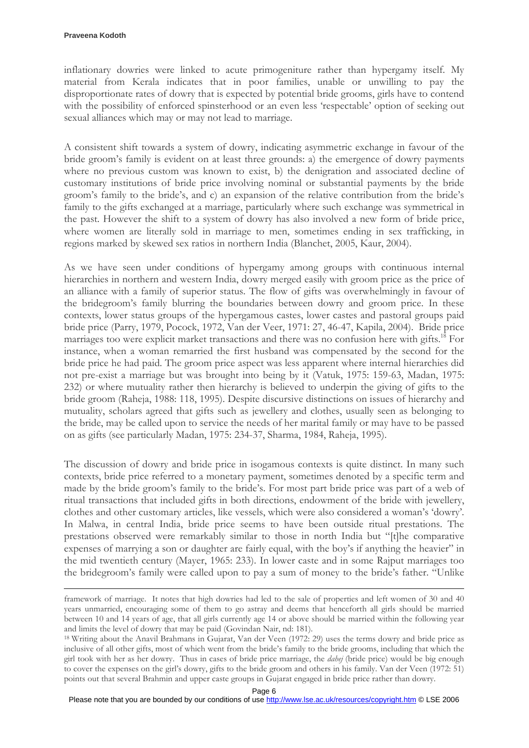inflationary dowries were linked to acute primogeniture rather than hypergamy itself. My material from Kerala indicates that in poor families, unable or unwilling to pay the disproportionate rates of dowry that is expected by potential bride grooms, girls have to contend with the possibility of enforced spinsterhood or an even less 'respectable' option of seeking out sexual alliances which may or may not lead to marriage.

A consistent shift towards a system of dowry, indicating asymmetric exchange in favour of the bride groom's family is evident on at least three grounds: a) the emergence of dowry payments where no previous custom was known to exist, b) the denigration and associated decline of customary institutions of bride price involving nominal or substantial payments by the bride groom's family to the bride's, and c) an expansion of the relative contribution from the bride's family to the gifts exchanged at a marriage, particularly where such exchange was symmetrical in the past. However the shift to a system of dowry has also involved a new form of bride price, where women are literally sold in marriage to men, sometimes ending in sex trafficking, in regions marked by skewed sex ratios in northern India (Blanchet, 2005, Kaur, 2004).

As we have seen under conditions of hypergamy among groups with continuous internal hierarchies in northern and western India, dowry merged easily with groom price as the price of an alliance with a family of superior status. The flow of gifts was overwhelmingly in favour of the bridegroom's family blurring the boundaries between dowry and groom price. In these contexts, lower status groups of the hypergamous castes, lower castes and pastoral groups paid bride price (Parry, 1979, Pocock, 1972, Van der Veer, 1971: 27, 46-47, Kapila, 2004). Bride price marriages too were explicit market transactions and there was no confusion here with gifts.[18] For instance, when a woman remarried the first husband was compensated by the second for the bride price he had paid. The groom price aspect was less apparent where internal hierarchies did not pre-exist a marriage but was brought into being by it (Vatuk, 1975: 159-63, Madan, 1975: 232) or where mutuality rather then hierarchy is believed to underpin the giving of gifts to the bride groom (Raheja, 1988: 118, 1995). Despite discursive distinctions on issues of hierarchy and mutuality, scholars agreed that gifts such as jewellery and clothes, usually seen as belonging to the bride, may be called upon to service the needs of her marital family or may have to be passed on as gifts (see particularly Madan, 1975: 234-37, Sharma, 1984, Raheja, 1995).

The discussion of dowry and bride price in isogamous contexts is quite distinct. In many such contexts, bride price referred to a monetary payment, sometimes denoted by a specific term and made by the bride groom's family to the bride's. For most part bride price was part of a web of ritual transactions that included gifts in both directions, endowment of the bride with jewellery, clothes and other customary articles, like vessels, which were also considered a woman's 'dowry'. In Malwa, in central India, bride price seems to have been outside ritual prestations. The prestations observed were remarkably similar to those in north India but "[t]he comparative expenses of marrying a son or daughter are fairly equal, with the boy's if anything the heavier" in the mid twentieth century (Mayer, 1965: 233). In lower caste and in some Rajput marriages too the bridegroom's family were called upon to pay a sum of money to the bride's father. "Unlike

---

framework of marriage. It notes that high dowries had led to the sale of properties and left women of 30 and 40 years unmarried, encouraging some of them to go astray and deems that henceforth all girls should be married between 10 and 14 years of age, that all girls currently age 14 or above should be married within the following year and limits the level of dowry that may be paid (Govindan Nair, nd: 181).

[18] Writing about the Anavil Brahmans in Gujarat, Van der Veen (1972: 29) uses the terms dowry and bride price as inclusive of all other gifts, most of which went from the bride's family to the bride grooms, including that which the girl took with her as her dowry. Thus in cases of bride price marriage, the *dahej* (bride price) would be big enough to cover the expenses on the girl's dowry, gifts to the bride groom and others in his family. Van der Veen (1972: 51) points out that several Brahmin and upper caste groups in Gujarat engaged in bride price rather than dowry.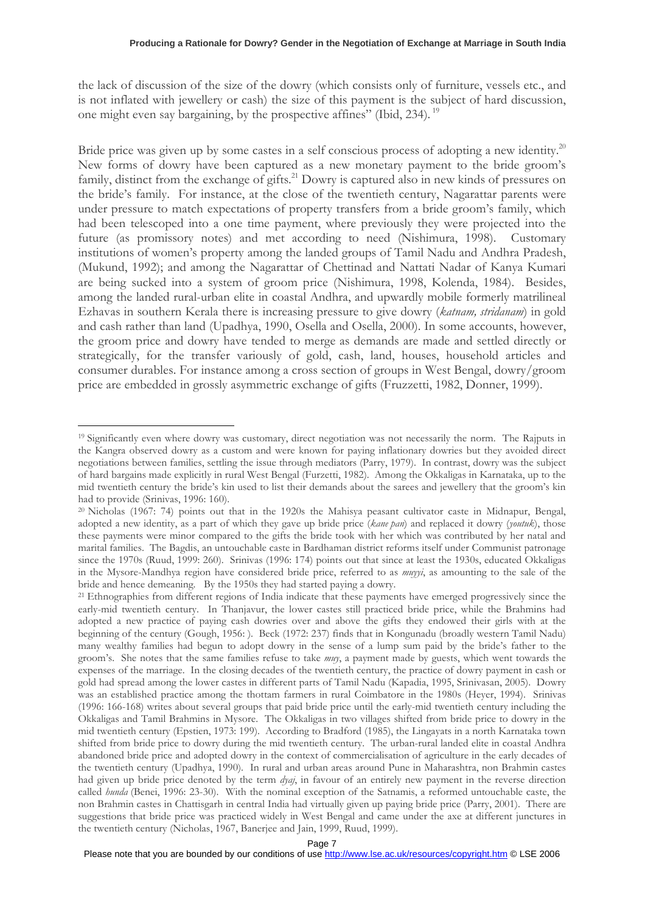the lack of discussion of the size of the dowry (which consists only of furniture, vessels etc., and is not inflated with jewellery or cash) the size of this payment is the subject of hard discussion, one might even say bargaining, by the prospective affines" (Ibid, 234).[19]

Bride price was given up by some castes in a self conscious process of adopting a new identity.[20] New forms of dowry have been captured as a new monetary payment to the bride groom's family, distinct from the exchange of gifts.[21] Dowry is captured also in new kinds of pressures on the bride's family. For instance, at the close of the twentieth century, Nagarattar parents were under pressure to match expectations of property transfers from a bride groom's family, which had been telescoped into a one time payment, where previously they were projected into the future (as promissory notes) and met according to need (Nishimura, 1998). Customary institutions of women's property among the landed groups of Tamil Nadu and Andhra Pradesh, (Mukund, 1992); and among the Nagarattar of Chettinad and Nattati Nadar of Kanya Kumari are being sucked into a system of groom price (Nishimura, 1998, Kolenda, 1984). Besides, among the landed rural-urban elite in coastal Andhra, and upwardly mobile formerly matrilineal Ezhavas in southern Kerala there is increasing pressure to give dowry (*katnam, stridanam*) in gold and cash rather than land (Upadhya, 1990, Osella and Osella, 2000). In some accounts, however, the groom price and dowry have tended to merge as demands are made and settled directly or strategically, for the transfer variously of gold, cash, land, houses, household articles and consumer durables. For instance among a cross section of groups in West Bengal, dowry/groom price are embedded in grossly asymmetric exchange of gifts (Fruzzetti, 1982, Donner, 1999).

---

[19] Significantly even where dowry was customary, direct negotiation was not necessarily the norm. The Rajputs in the Kangra observed dowry as a custom and were known for paying inflationary dowries but they avoided direct negotiations between families, settling the issue through mediators (Parry, 1979). In contrast, dowry was the subject of hard bargains made explicitly in rural West Bengal (Furzetti, 1982). Among the Okkaligas in Karnataka, up to the mid twentieth century the bride's kin used to list their demands about the sarees and jewellery that the groom's kin had to provide (Srinivas, 1996: 160).

[20] Nicholas (1967: 74) points out that in the 1920s the Mahisya peasant cultivator caste in Midnapur, Bengal, adopted a new identity, as a part of which they gave up bride price (*kane pan*) and replaced it dowry (*youtuk*), those these payments were minor compared to the gifts the bride took with her which was contributed by her natal and marital families. The Bagdis, an untouchable caste in Bardhaman district reforms itself under Communist patronage since the 1970s (Ruud, 1999: 260). Srinivas (1996: 174) points out that since at least the 1930s, educated Okkaligas in the Mysore-Mandhya region have considered bride price, referred to as *muyyi*, as amounting to the sale of the bride and hence demeaning. By the 1950s they had started paying a dowry.

[21] Ethnographies from different regions of India indicate that these payments have emerged progressively since the early-mid twentieth century. In Thanjavur, the lower castes still practiced bride price, while the Brahmins had adopted a new practice of paying cash dowries over and above the gifts they endowed their girls with at the beginning of the century (Gough, 1956: ). Beck (1972: 237) finds that in Kongunadu (broadly western Tamil Nadu) many wealthy families had begun to adopt dowry in the sense of a lump sum paid by the bride's father to the groom's. She notes that the same families refuse to take *muy*, a payment made by guests, which went towards the expenses of the marriage. In the closing decades of the twentieth century, the practice of dowry payment in cash or gold had spread among the lower castes in different parts of Tamil Nadu (Kapadia, 1995, Srinivasan, 2005). Dowry was an established practice among the thottam farmers in rural Coimbatore in the 1980s (Heyer, 1994). Srinivas (1996: 166-168) writes about several groups that paid bride price until the early-mid twentieth century including the Okkaligas and Tamil Brahmins in Mysore. The Okkaligas in two villages shifted from bride price to dowry in the mid twentieth century (Epstien, 1973: 199). According to Bradford (1985), the Lingayats in a north Karnataka town shifted from bride price to dowry during the mid twentieth century. The urban-rural landed elite in coastal Andhra abandoned bride price and adopted dowry in the context of commercialisation of agriculture in the early decades of the twentieth century (Upadhya, 1990). In rural and urban areas around Pune in Maharashtra, non Brahmin castes had given up bride price denoted by the term *dyaj*, in favour of an entirely new payment in the reverse direction called *hunda* (Benei, 1996: 23-30). With the nominal exception of the Satnamis, a reformed untouchable caste, the non Brahmin castes in Chattisgarh in central India had virtually given up paying bride price (Parry, 2001). There are suggestions that bride price was practiced widely in West Bengal and came under the axe at different junctures in the twentieth century (Nicholas, 1967, Banerjee and Jain, 1999, Ruud, 1999).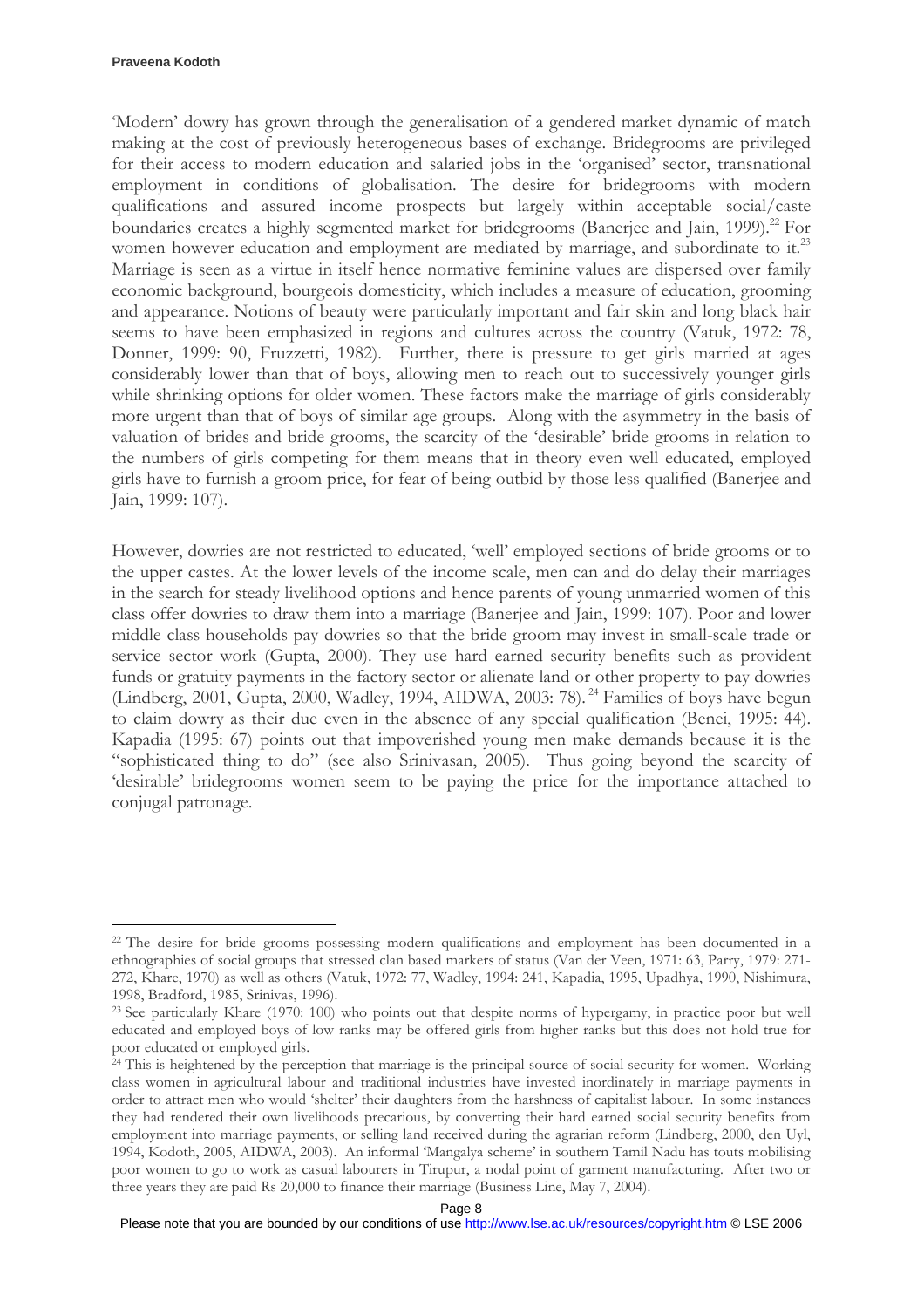'Modern' dowry has grown through the generalisation of a gendered market dynamic of match making at the cost of previously heterogeneous bases of exchange. Bridegrooms are privileged for their access to modern education and salaried jobs in the 'organised' sector, transnational employment in conditions of globalisation. The desire for bridegrooms with modern qualifications and assured income prospects but largely within acceptable social/caste boundaries creates a highly segmented market for bridegrooms (Banerjee and Jain, 1999).[22] For women however education and employment are mediated by marriage, and subordinate to it.[23] Marriage is seen as a virtue in itself hence normative feminine values are dispersed over family economic background, bourgeois domesticity, which includes a measure of education, grooming and appearance. Notions of beauty were particularly important and fair skin and long black hair seems to have been emphasized in regions and cultures across the country (Vatuk, 1972: 78, Donner, 1999: 90, Fruzzetti, 1982). Further, there is pressure to get girls married at ages considerably lower than that of boys, allowing men to reach out to successively younger girls while shrinking options for older women. These factors make the marriage of girls considerably more urgent than that of boys of similar age groups. Along with the asymmetry in the basis of valuation of brides and bride grooms, the scarcity of the 'desirable' bride grooms in relation to the numbers of girls competing for them means that in theory even well educated, employed girls have to furnish a groom price, for fear of being outbid by those less qualified (Banerjee and Jain, 1999: 107).

However, dowries are not restricted to educated, 'well' employed sections of bride grooms or to the upper castes. At the lower levels of the income scale, men can and do delay their marriages in the search for steady livelihood options and hence parents of young unmarried women of this class offer dowries to draw them into a marriage (Banerjee and Jain, 1999: 107). Poor and lower middle class households pay dowries so that the bride groom may invest in small-scale trade or service sector work (Gupta, 2000). They use hard earned security benefits such as provident funds or gratuity payments in the factory sector or alienate land or other property to pay dowries (Lindberg, 2001, Gupta, 2000, Wadley, 1994, AIDWA, 2003: 78).[24] Families of boys have begun to claim dowry as their due even in the absence of any special qualification (Benei, 1995: 44). Kapadia (1995: 67) points out that impoverished young men make demands because it is the "sophisticated thing to do" (see also Srinivasan, 2005). Thus going beyond the scarcity of 'desirable' bridegrooms women seem to be paying the price for the importance attached to conjugal patronage.

---

[22] The desire for bride grooms possessing modern qualifications and employment has been documented in a ethnographies of social groups that stressed clan based markers of status (Van der Veen, 1971: 63, Parry, 1979: 271-272, Khare, 1970) as well as others (Vatuk, 1972: 77, Wadley, 1994: 241, Kapadia, 1995, Upadhya, 1990, Nishimura, 1998, Bradford, 1985, Srinivas, 1996).

[23] See particularly Khare (1970: 100) who points out that despite norms of hypergamy, in practice poor but well educated and employed boys of low ranks may be offered girls from higher ranks but this does not hold true for poor educated or employed girls.

[24] This is heightened by the perception that marriage is the principal source of social security for women. Working class women in agricultural labour and traditional industries have invested inordinately in marriage payments in order to attract men who would 'shelter' their daughters from the harshness of capitalist labour. In some instances they had rendered their own livelihoods precarious, by converting their hard earned social security benefits from employment into marriage payments, or selling land received during the agrarian reform (Lindberg, 2000, den Uyl, 1994, Kodoth, 2005, AIDWA, 2003). An informal 'Mangalya scheme' in southern Tamil Nadu has touts mobilising poor women to go to work as casual labourers in Tirupur, a nodal point of garment manufacturing. After two or three years they are paid Rs 20,000 to finance their marriage (Business Line, May 7, 2004).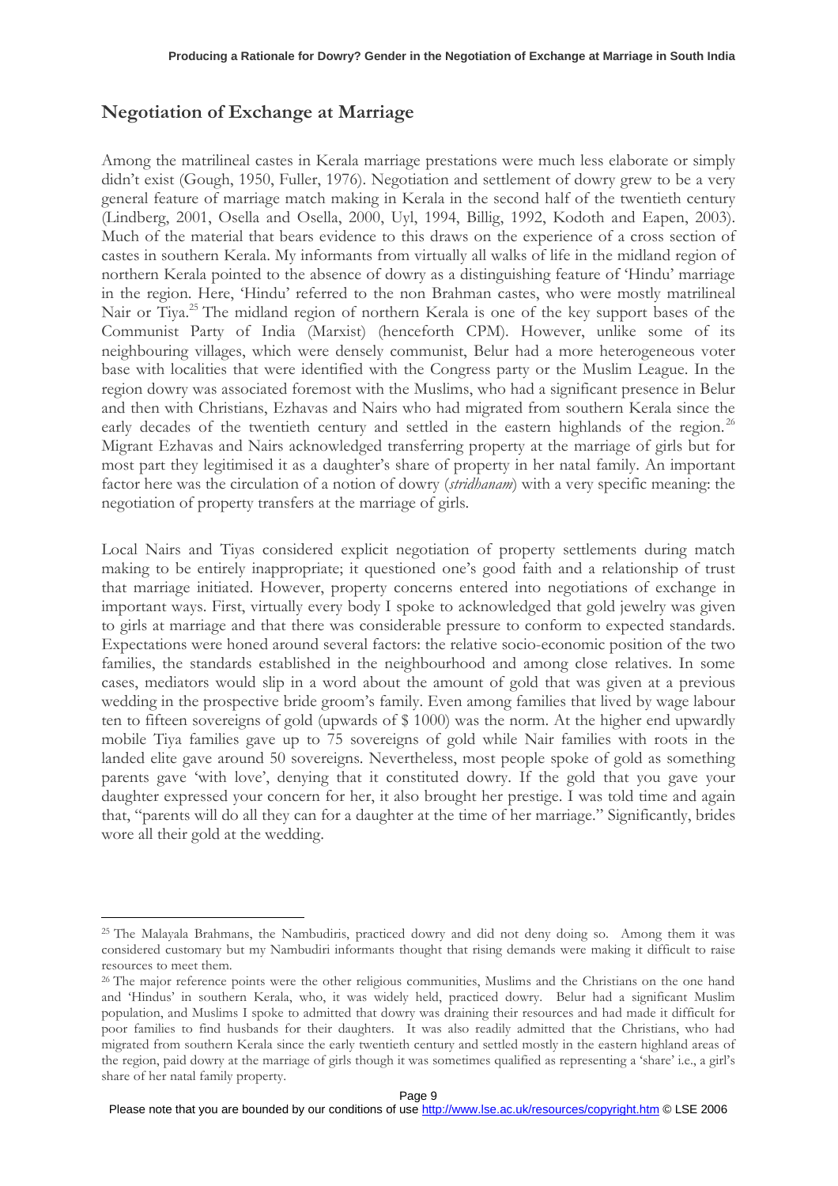## Negotiation of Exchange at Marriage

Among the matrilineal castes in Kerala marriage prestations were much less elaborate or simply didn't exist (Gough, 1950, Fuller, 1976). Negotiation and settlement of dowry grew to be a very general feature of marriage match making in Kerala in the second half of the twentieth century (Lindberg, 2001, Osella and Osella, 2000, Uyl, 1994, Billig, 1992, Kodoth and Eapen, 2003). Much of the material that bears evidence to this draws on the experience of a cross section of castes in southern Kerala. My informants from virtually all walks of life in the midland region of northern Kerala pointed to the absence of dowry as a distinguishing feature of 'Hindu' marriage in the region. Here, 'Hindu' referred to the non Brahman castes, who were mostly matrilineal Nair or Tiya.[25] The midland region of northern Kerala is one of the key support bases of the Communist Party of India (Marxist) (henceforth CPM). However, unlike some of its neighbouring villages, which were densely communist, Belur had a more heterogeneous voter base with localities that were identified with the Congress party or the Muslim League. In the region dowry was associated foremost with the Muslims, who had a significant presence in Belur and then with Christians, Ezhavas and Nairs who had migrated from southern Kerala since the early decades of the twentieth century and settled in the eastern highlands of the region.[26] Migrant Ezhavas and Nairs acknowledged transferring property at the marriage of girls but for most part they legitimised it as a daughter's share of property in her natal family. An important factor here was the circulation of a notion of dowry (*stridhanam*) with a very specific meaning: the negotiation of property transfers at the marriage of girls.

Local Nairs and Tiyas considered explicit negotiation of property settlements during match making to be entirely inappropriate; it questioned one's good faith and a relationship of trust that marriage initiated. However, property concerns entered into negotiations of exchange in important ways. First, virtually every body I spoke to acknowledged that gold jewelry was given to girls at marriage and that there was considerable pressure to conform to expected standards. Expectations were honed around several factors: the relative socio-economic position of the two families, the standards established in the neighbourhood and among close relatives. In some cases, mediators would slip in a word about the amount of gold that was given at a previous wedding in the prospective bride groom's family. Even among families that lived by wage labour ten to fifteen sovereigns of gold (upwards of $ 1000) was the norm. At the higher end upwardly mobile Tiya families gave up to 75 sovereigns of gold while Nair families with roots in the landed elite gave around 50 sovereigns. Nevertheless, most people spoke of gold as something parents gave 'with love', denying that it constituted dowry. If the gold that you gave your daughter expressed your concern for her, it also brought her prestige. I was told time and again that, "parents will do all they can for a daughter at the time of her marriage." Significantly, brides wore all their gold at the wedding.

---

[25] The Malayala Brahmans, the Nambudiris, practiced dowry and did not deny doing so. Among them it was considered customary but my Nambudiri informants thought that rising demands were making it difficult to raise resources to meet them.

[26] The major reference points were the other religious communities, Muslims and the Christians on the one hand and 'Hindus' in southern Kerala, who, it was widely held, practiced dowry. Belur had a significant Muslim population, and Muslims I spoke to admitted that dowry was draining their resources and had made it difficult for poor families to find husbands for their daughters. It was also readily admitted that the Christians, who had migrated from southern Kerala since the early twentieth century and settled mostly in the eastern highland areas of the region, paid dowry at the marriage of girls though it was sometimes qualified as representing a 'share' i.e., a girl's share of her natal family property.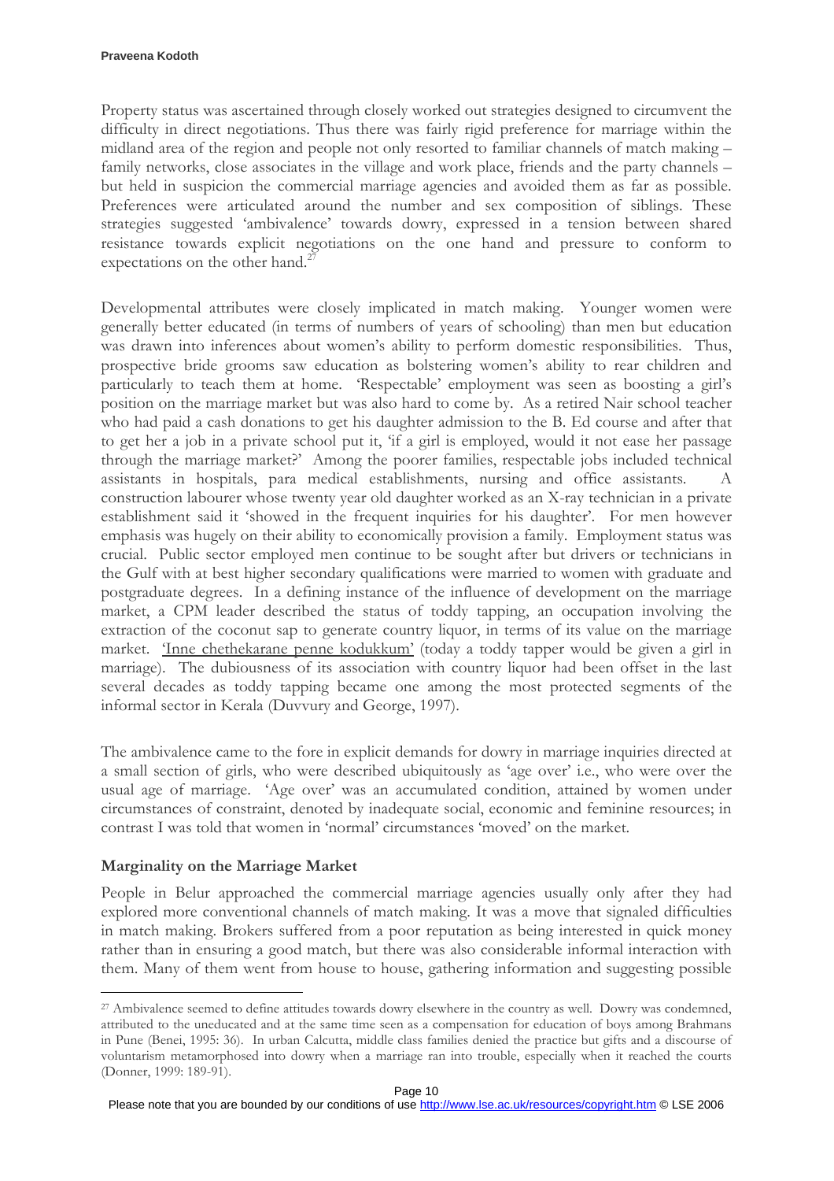Property status was ascertained through closely worked out strategies designed to circumvent the difficulty in direct negotiations. Thus there was fairly rigid preference for marriage within the midland area of the region and people not only resorted to familiar channels of match making – family networks, close associates in the village and work place, friends and the party channels – but held in suspicion the commercial marriage agencies and avoided them as far as possible. Preferences were articulated around the number and sex composition of siblings. These strategies suggested 'ambivalence' towards dowry, expressed in a tension between shared resistance towards explicit negotiations on the one hand and pressure to conform to expectations on the other hand.[27]

Developmental attributes were closely implicated in match making. Younger women were generally better educated (in terms of numbers of years of schooling) than men but education was drawn into inferences about women's ability to perform domestic responsibilities. Thus, prospective bride grooms saw education as bolstering women's ability to rear children and particularly to teach them at home. 'Respectable' employment was seen as boosting a girl's position on the marriage market but was also hard to come by. As a retired Nair school teacher who had paid a cash donations to get his daughter admission to the B. Ed course and after that to get her a job in a private school put it, 'if a girl is employed, would it not ease her passage through the marriage market?' Among the poorer families, respectable jobs included technical assistants in hospitals, para medical establishments, nursing and office assistants. A construction labourer whose twenty year old daughter worked as an X-ray technician in a private establishment said it 'showed in the frequent inquiries for his daughter'. For men however emphasis was hugely on their ability to economically provision a family. Employment status was crucial. Public sector employed men continue to be sought after but drivers or technicians in the Gulf with at best higher secondary qualifications were married to women with graduate and postgraduate degrees. In a defining instance of the influence of development on the marriage market, a CPM leader described the status of toddy tapping, an occupation involving the extraction of the coconut sap to generate country liquor, in terms of its value on the marriage market. <u>'Inne chethekarane penne kodukkum'</u> (today a toddy tapper would be given a girl in marriage). The dubiousness of its association with country liquor had been offset in the last several decades as toddy tapping became one among the most protected segments of the informal sector in Kerala (Duvvury and George, 1997).

The ambivalence came to the fore in explicit demands for dowry in marriage inquiries directed at a small section of girls, who were described ubiquitously as 'age over' i.e., who were over the usual age of marriage. 'Age over' was an accumulated condition, attained by women under circumstances of constraint, denoted by inadequate social, economic and feminine resources; in contrast I was told that women in 'normal' circumstances 'moved' on the market.

### Marginality on the Marriage Market

People in Belur approached the commercial marriage agencies usually only after they had explored more conventional channels of match making. It was a move that signaled difficulties in match making. Brokers suffered from a poor reputation as being interested in quick money rather than in ensuring a good match, but there was also considerable informal interaction with them. Many of them went from house to house, gathering information and suggesting possible

---

[27] Ambivalence seemed to define attitudes towards dowry elsewhere in the country as well. Dowry was condemned, attributed to the uneducated and at the same time seen as a compensation for education of boys among Brahmans in Pune (Benei, 1995: 36). In urban Calcutta, middle class families denied the practice but gifts and a discourse of voluntarism metamorphosed into dowry when a marriage ran into trouble, especially when it reached the courts (Donner, 1999: 189-91).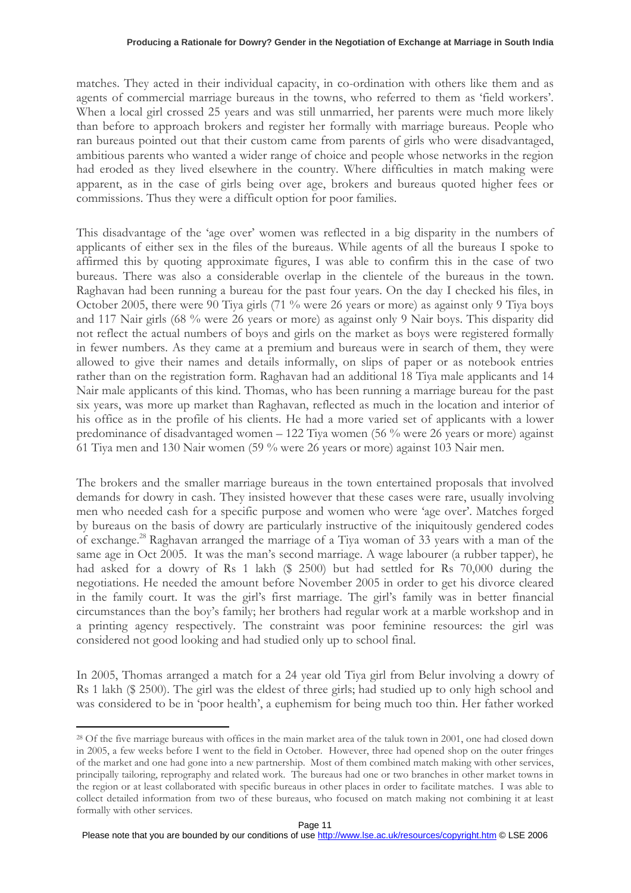matches. They acted in their individual capacity, in co-ordination with others like them and as agents of commercial marriage bureaus in the towns, who referred to them as 'field workers'. When a local girl crossed 25 years and was still unmarried, her parents were much more likely than before to approach brokers and register her formally with marriage bureaus. People who ran bureaus pointed out that their custom came from parents of girls who were disadvantaged, ambitious parents who wanted a wider range of choice and people whose networks in the region had eroded as they lived elsewhere in the country. Where difficulties in match making were apparent, as in the case of girls being over age, brokers and bureaus quoted higher fees or commissions. Thus they were a difficult option for poor families.

This disadvantage of the 'age over' women was reflected in a big disparity in the numbers of applicants of either sex in the files of the bureaus. While agents of all the bureaus I spoke to affirmed this by quoting approximate figures, I was able to confirm this in the case of two bureaus. There was also a considerable overlap in the clientele of the bureaus in the town. Raghavan had been running a bureau for the past four years. On the day I checked his files, in October 2005, there were 90 Tiya girls (71 % were 26 years or more) as against only 9 Tiya boys and 117 Nair girls (68 % were 26 years or more) as against only 9 Nair boys. This disparity did not reflect the actual numbers of boys and girls on the market as boys were registered formally in fewer numbers. As they came at a premium and bureaus were in search of them, they were allowed to give their names and details informally, on slips of paper or as notebook entries rather than on the registration form. Raghavan had an additional 18 Tiya male applicants and 14 Nair male applicants of this kind. Thomas, who has been running a marriage bureau for the past six years, was more up market than Raghavan, reflected as much in the location and interior of his office as in the profile of his clients. He had a more varied set of applicants with a lower predominance of disadvantaged women – 122 Tiya women (56 % were 26 years or more) against 61 Tiya men and 130 Nair women (59 % were 26 years or more) against 103 Nair men.

The brokers and the smaller marriage bureaus in the town entertained proposals that involved demands for dowry in cash. They insisted however that these cases were rare, usually involving men who needed cash for a specific purpose and women who were 'age over'. Matches forged by bureaus on the basis of dowry are particularly instructive of the iniquitously gendered codes of exchange.[28] Raghavan arranged the marriage of a Tiya woman of 33 years with a man of the same age in Oct 2005. It was the man's second marriage. A wage labourer (a rubber tapper), he had asked for a dowry of Rs 1 lakh ($ 2500) but had settled for Rs 70,000 during the negotiations. He needed the amount before November 2005 in order to get his divorce cleared in the family court. It was the girl's first marriage. The girl's family was in better financial circumstances than the boy's family; her brothers had regular work at a marble workshop and in a printing agency respectively. The constraint was poor feminine resources: the girl was considered not good looking and had studied only up to school final.

In 2005, Thomas arranged a match for a 24 year old Tiya girl from Belur involving a dowry of Rs 1 lakh ($ 2500). The girl was the eldest of three girls; had studied up to only high school and was considered to be in 'poor health', a euphemism for being much too thin. Her father worked

---

[28] Of the five marriage bureaus with offices in the main market area of the taluk town in 2001, one had closed down in 2005, a few weeks before I went to the field in October. However, three had opened shop on the outer fringes of the market and one had gone into a new partnership. Most of them combined match making with other services, principally tailoring, reprography and related work. The bureaus had one or two branches in other market towns in the region or at least collaborated with specific bureaus in other places in order to facilitate matches. I was able to collect detailed information from two of these bureaus, who focused on match making not combining it at least formally with other services.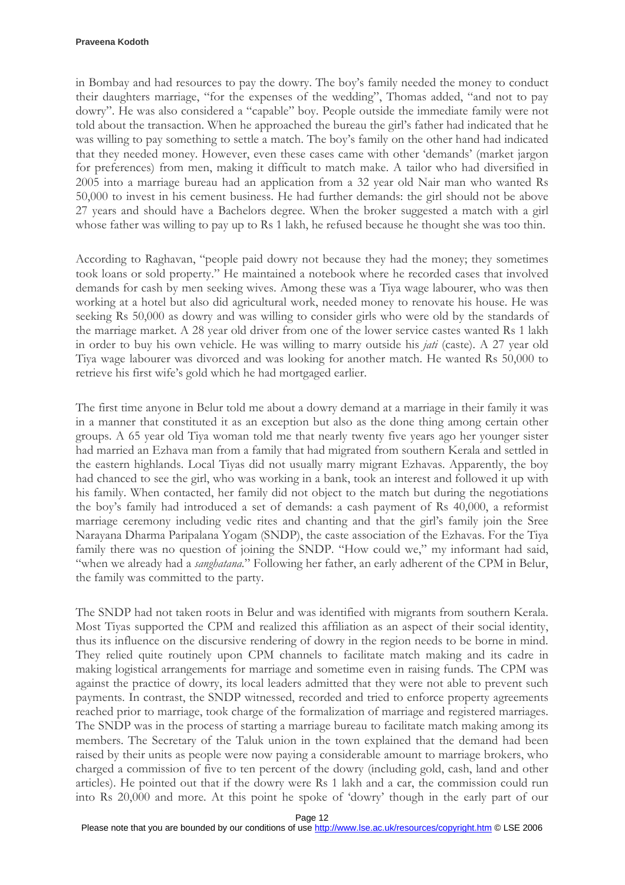in Bombay and had resources to pay the dowry. The boy's family needed the money to conduct their daughters marriage, "for the expenses of the wedding", Thomas added, "and not to pay dowry". He was also considered a "capable" boy. People outside the immediate family were not told about the transaction. When he approached the bureau the girl's father had indicated that he was willing to pay something to settle a match. The boy's family on the other hand had indicated that they needed money. However, even these cases came with other 'demands' (market jargon for preferences) from men, making it difficult to match make. A tailor who had diversified in 2005 into a marriage bureau had an application from a 32 year old Nair man who wanted Rs 50,000 to invest in his cement business. He had further demands: the girl should not be above 27 years and should have a Bachelors degree. When the broker suggested a match with a girl whose father was willing to pay up to Rs 1 lakh, he refused because he thought she was too thin.

According to Raghavan, "people paid dowry not because they had the money; they sometimes took loans or sold property." He maintained a notebook where he recorded cases that involved demands for cash by men seeking wives. Among these was a Tiya wage labourer, who was then working at a hotel but also did agricultural work, needed money to renovate his house. He was seeking Rs 50,000 as dowry and was willing to consider girls who were old by the standards of the marriage market. A 28 year old driver from one of the lower service castes wanted Rs 1 lakh in order to buy his own vehicle. He was willing to marry outside his *jati* (caste). A 27 year old Tiya wage labourer was divorced and was looking for another match. He wanted Rs 50,000 to retrieve his first wife's gold which he had mortgaged earlier.

The first time anyone in Belur told me about a dowry demand at a marriage in their family it was in a manner that constituted it as an exception but also as the done thing among certain other groups. A 65 year old Tiya woman told me that nearly twenty five years ago her younger sister had married an Ezhava man from a family that had migrated from southern Kerala and settled in the eastern highlands. Local Tiyas did not usually marry migrant Ezhavas. Apparently, the boy had chanced to see the girl, who was working in a bank, took an interest and followed it up with his family. When contacted, her family did not object to the match but during the negotiations the boy's family had introduced a set of demands: a cash payment of Rs 40,000, a reformist marriage ceremony including vedic rites and chanting and that the girl's family join the Sree Narayana Dharma Paripalana Yogam (SNDP), the caste association of the Ezhavas. For the Tiya family there was no question of joining the SNDP. "How could we," my informant had said, "when we already had a *sanghatana*." Following her father, an early adherent of the CPM in Belur, the family was committed to the party.

The SNDP had not taken roots in Belur and was identified with migrants from southern Kerala. Most Tiyas supported the CPM and realized this affiliation as an aspect of their social identity, thus its influence on the discursive rendering of dowry in the region needs to be borne in mind. They relied quite routinely upon CPM channels to facilitate match making and its cadre in making logistical arrangements for marriage and sometime even in raising funds. The CPM was against the practice of dowry, its local leaders admitted that they were not able to prevent such payments. In contrast, the SNDP witnessed, recorded and tried to enforce property agreements reached prior to marriage, took charge of the formalization of marriage and registered marriages. The SNDP was in the process of starting a marriage bureau to facilitate match making among its members. The Secretary of the Taluk union in the town explained that the demand had been raised by their units as people were now paying a considerable amount to marriage brokers, who charged a commission of five to ten percent of the dowry (including gold, cash, land and other articles). He pointed out that if the dowry were Rs 1 lakh and a car, the commission could run into Rs 20,000 and more. At this point he spoke of 'dowry' though in the early part of our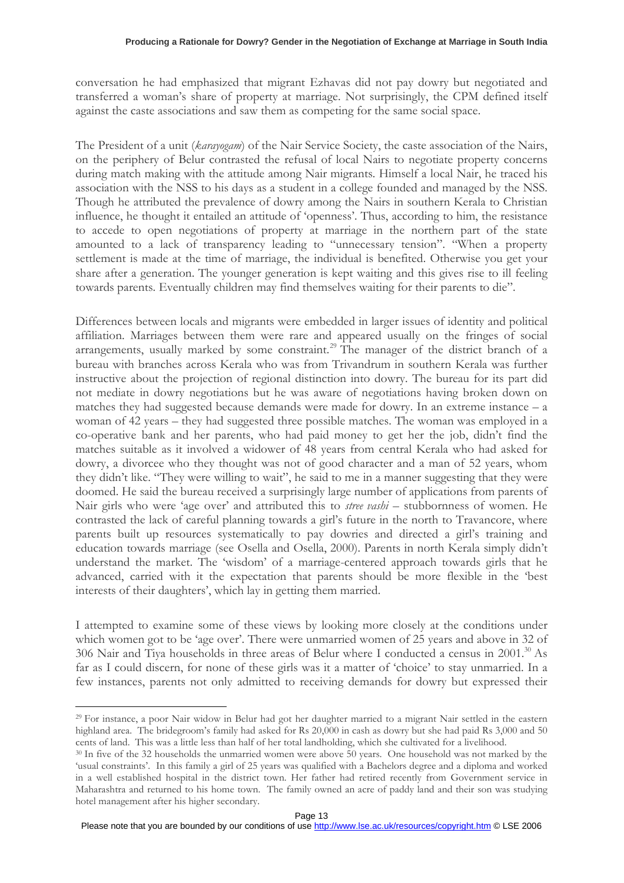conversation he had emphasized that migrant Ezhavas did not pay dowry but negotiated and transferred a woman's share of property at marriage. Not surprisingly, the CPM defined itself against the caste associations and saw them as competing for the same social space.

The President of a unit (*karayogam*) of the Nair Service Society, the caste association of the Nairs, on the periphery of Belur contrasted the refusal of local Nairs to negotiate property concerns during match making with the attitude among Nair migrants. Himself a local Nair, he traced his association with the NSS to his days as a student in a college founded and managed by the NSS. Though he attributed the prevalence of dowry among the Nairs in southern Kerala to Christian influence, he thought it entailed an attitude of 'openness'. Thus, according to him, the resistance to accede to open negotiations of property at marriage in the northern part of the state amounted to a lack of transparency leading to "unnecessary tension". "When a property settlement is made at the time of marriage, the individual is benefited. Otherwise you get your share after a generation. The younger generation is kept waiting and this gives rise to ill feeling towards parents. Eventually children may find themselves waiting for their parents to die".

Differences between locals and migrants were embedded in larger issues of identity and political affiliation. Marriages between them were rare and appeared usually on the fringes of social arrangements, usually marked by some constraint.[29] The manager of the district branch of a bureau with branches across Kerala who was from Trivandrum in southern Kerala was further instructive about the projection of regional distinction into dowry. The bureau for its part did not mediate in dowry negotiations but he was aware of negotiations having broken down on matches they had suggested because demands were made for dowry. In an extreme instance – a woman of 42 years – they had suggested three possible matches. The woman was employed in a co-operative bank and her parents, who had paid money to get her the job, didn't find the matches suitable as it involved a widower of 48 years from central Kerala who had asked for dowry, a divorcee who they thought was not of good character and a man of 52 years, whom they didn't like. "They were willing to wait", he said to me in a manner suggesting that they were doomed. He said the bureau received a surprisingly large number of applications from parents of Nair girls who were 'age over' and attributed this to *stree vashi* – stubbornness of women. He contrasted the lack of careful planning towards a girl's future in the north to Travancore, where parents built up resources systematically to pay dowries and directed a girl's training and education towards marriage (see Osella and Osella, 2000). Parents in north Kerala simply didn't understand the market. The 'wisdom' of a marriage-centered approach towards girls that he advanced, carried with it the expectation that parents should be more flexible in the 'best interests of their daughters', which lay in getting them married.

I attempted to examine some of these views by looking more closely at the conditions under which women got to be 'age over'. There were unmarried women of 25 years and above in 32 of 306 Nair and Tiya households in three areas of Belur where I conducted a census in 2001.[30] As far as I could discern, for none of these girls was it a matter of 'choice' to stay unmarried. In a few instances, parents not only admitted to receiving demands for dowry but expressed their

---

[29] For instance, a poor Nair widow in Belur had got her daughter married to a migrant Nair settled in the eastern highland area. The bridegroom's family had asked for Rs 20,000 in cash as dowry but she had paid Rs 3,000 and 50 cents of land. This was a little less than half of her total landholding, which she cultivated for a livelihood.

[30] In five of the 32 households the unmarried women were above 50 years. One household was not marked by the 'usual constraints'. In this family a girl of 25 years was qualified with a Bachelors degree and a diploma and worked in a well established hospital in the district town. Her father had retired recently from Government service in Maharashtra and returned to his home town. The family owned an acre of paddy land and their son was studying hotel management after his higher secondary.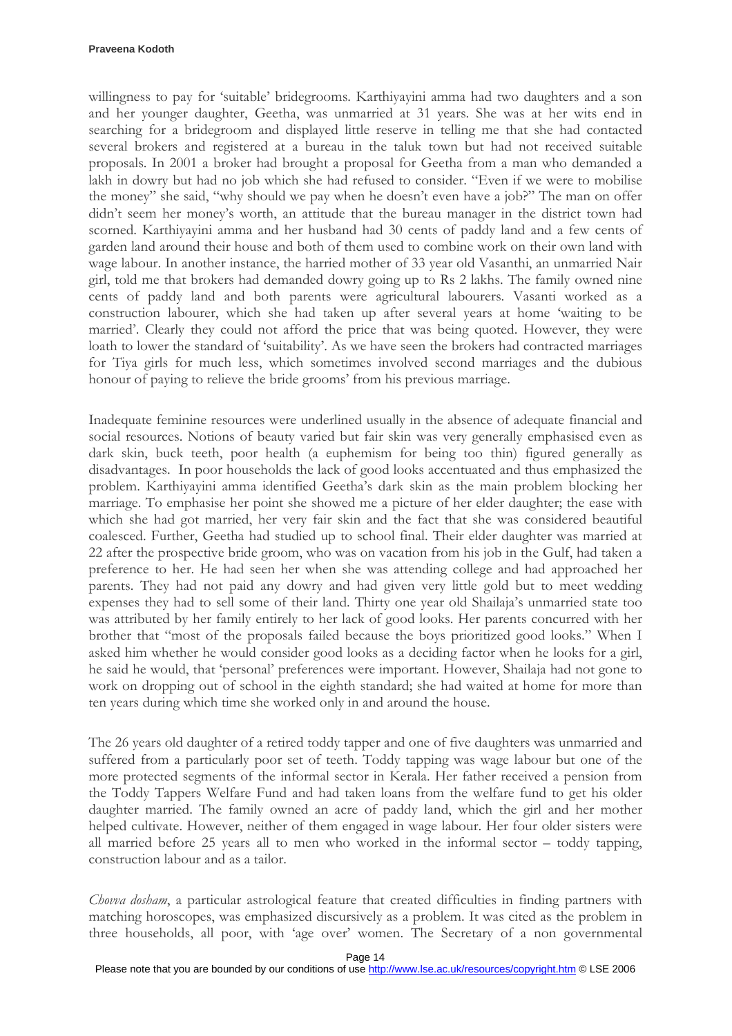willingness to pay for 'suitable' bridegrooms. Karthiyayini amma had two daughters and a son and her younger daughter, Geetha, was unmarried at 31 years. She was at her wits end in searching for a bridegroom and displayed little reserve in telling me that she had contacted several brokers and registered at a bureau in the taluk town but had not received suitable proposals. In 2001 a broker had brought a proposal for Geetha from a man who demanded a lakh in dowry but had no job which she had refused to consider. "Even if we were to mobilise the money" she said, "why should we pay when he doesn't even have a job?" The man on offer didn't seem her money's worth, an attitude that the bureau manager in the district town had scorned. Karthiyayini amma and her husband had 30 cents of paddy land and a few cents of garden land around their house and both of them used to combine work on their own land with wage labour. In another instance, the harried mother of 33 year old Vasanthi, an unmarried Nair girl, told me that brokers had demanded dowry going up to Rs 2 lakhs. The family owned nine cents of paddy land and both parents were agricultural labourers. Vasanti worked as a construction labourer, which she had taken up after several years at home 'waiting to be married'. Clearly they could not afford the price that was being quoted. However, they were loath to lower the standard of 'suitability'. As we have seen the brokers had contracted marriages for Tiya girls for much less, which sometimes involved second marriages and the dubious honour of paying to relieve the bride grooms' from his previous marriage.

Inadequate feminine resources were underlined usually in the absence of adequate financial and social resources. Notions of beauty varied but fair skin was very generally emphasised even as dark skin, buck teeth, poor health (a euphemism for being too thin) figured generally as disadvantages. In poor households the lack of good looks accentuated and thus emphasized the problem. Karthiyayini amma identified Geetha's dark skin as the main problem blocking her marriage. To emphasise her point she showed me a picture of her elder daughter; the ease with which she had got married, her very fair skin and the fact that she was considered beautiful coalesced. Further, Geetha had studied up to school final. Their elder daughter was married at 22 after the prospective bride groom, who was on vacation from his job in the Gulf, had taken a preference to her. He had seen her when she was attending college and had approached her parents. They had not paid any dowry and had given very little gold but to meet wedding expenses they had to sell some of their land. Thirty one year old Shailaja's unmarried state too was attributed by her family entirely to her lack of good looks. Her parents concurred with her brother that "most of the proposals failed because the boys prioritized good looks." When I asked him whether he would consider good looks as a deciding factor when he looks for a girl, he said he would, that 'personal' preferences were important. However, Shailaja had not gone to work on dropping out of school in the eighth standard; she had waited at home for more than ten years during which time she worked only in and around the house.

The 26 years old daughter of a retired toddy tapper and one of five daughters was unmarried and suffered from a particularly poor set of teeth. Toddy tapping was wage labour but one of the more protected segments of the informal sector in Kerala. Her father received a pension from the Toddy Tappers Welfare Fund and had taken loans from the welfare fund to get his older daughter married. The family owned an acre of paddy land, which the girl and her mother helped cultivate. However, neither of them engaged in wage labour. Her four older sisters were all married before 25 years all to men who worked in the informal sector – toddy tapping, construction labour and as a tailor.

*Chovva dosham*, a particular astrological feature that created difficulties in finding partners with matching horoscopes, was emphasized discursively as a problem. It was cited as the problem in three households, all poor, with 'age over' women. The Secretary of a non governmental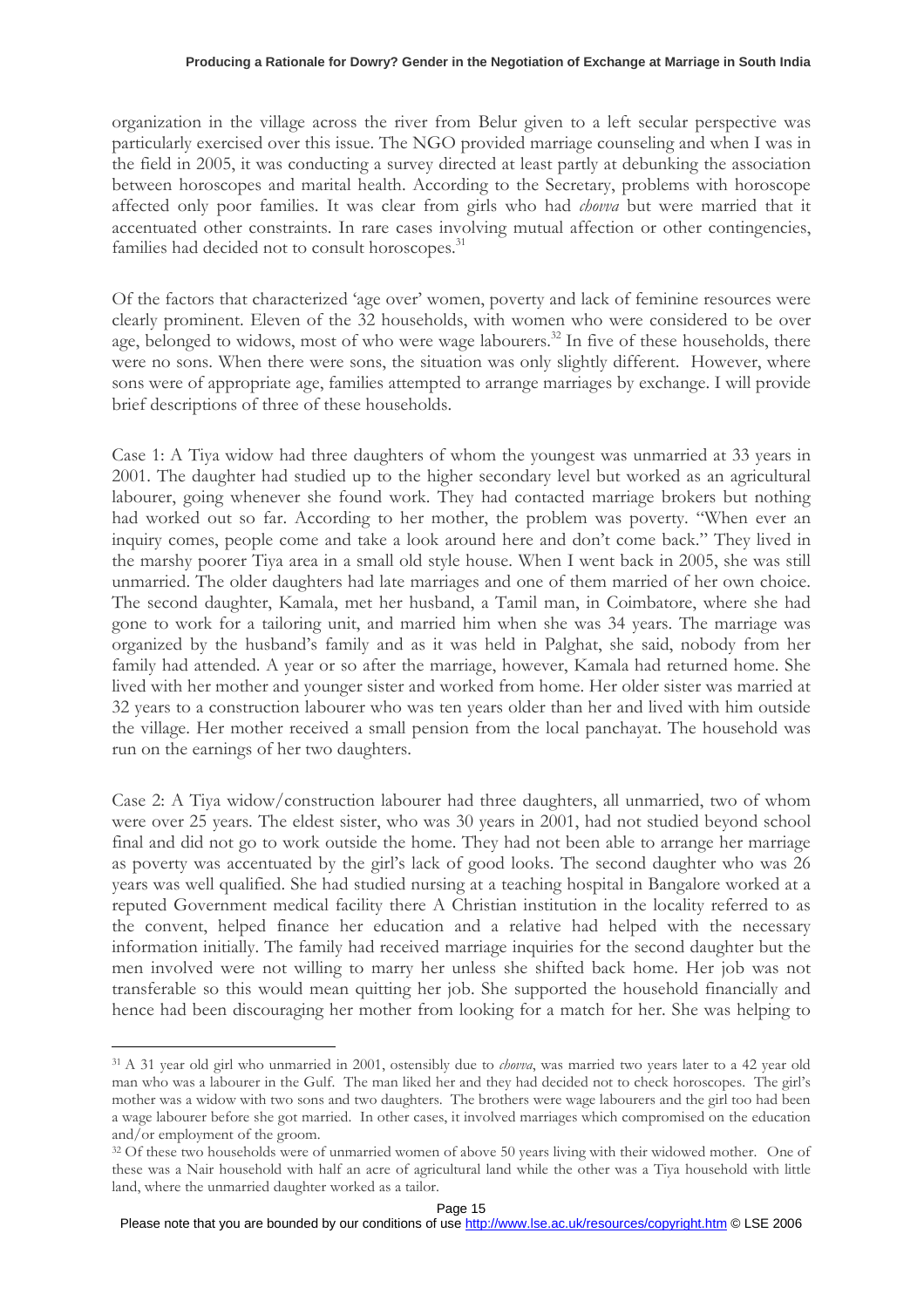organization in the village across the river from Belur given to a left secular perspective was particularly exercised over this issue. The NGO provided marriage counseling and when I was in the field in 2005, it was conducting a survey directed at least partly at debunking the association between horoscopes and marital health. According to the Secretary, problems with horoscope affected only poor families. It was clear from girls who had *chovva* but were married that it accentuated other constraints. In rare cases involving mutual affection or other contingencies, families had decided not to consult horoscopes.[31]

Of the factors that characterized 'age over' women, poverty and lack of feminine resources were clearly prominent. Eleven of the 32 households, with women who were considered to be over age, belonged to widows, most of who were wage labourers.[32] In five of these households, there were no sons. When there were sons, the situation was only slightly different. However, where sons were of appropriate age, families attempted to arrange marriages by exchange. I will provide brief descriptions of three of these households.

Case 1: A Tiya widow had three daughters of whom the youngest was unmarried at 33 years in 2001. The daughter had studied up to the higher secondary level but worked as an agricultural labourer, going whenever she found work. They had contacted marriage brokers but nothing had worked out so far. According to her mother, the problem was poverty. "When ever an inquiry comes, people come and take a look around here and don't come back." They lived in the marshy poorer Tiya area in a small old style house. When I went back in 2005, she was still unmarried. The older daughters had late marriages and one of them married of her own choice. The second daughter, Kamala, met her husband, a Tamil man, in Coimbatore, where she had gone to work for a tailoring unit, and married him when she was 34 years. The marriage was organized by the husband's family and as it was held in Palghat, she said, nobody from her family had attended. A year or so after the marriage, however, Kamala had returned home. She lived with her mother and younger sister and worked from home. Her older sister was married at 32 years to a construction labourer who was ten years older than her and lived with him outside the village. Her mother received a small pension from the local panchayat. The household was run on the earnings of her two daughters.

Case 2: A Tiya widow/construction labourer had three daughters, all unmarried, two of whom were over 25 years. The eldest sister, who was 30 years in 2001, had not studied beyond school final and did not go to work outside the home. They had not been able to arrange her marriage as poverty was accentuated by the girl's lack of good looks. The second daughter who was 26 years was well qualified. She had studied nursing at a teaching hospital in Bangalore worked at a reputed Government medical facility there A Christian institution in the locality referred to as the convent, helped finance her education and a relative had helped with the necessary information initially. The family had received marriage inquiries for the second daughter but the men involved were not willing to marry her unless she shifted back home. Her job was not transferable so this would mean quitting her job. She supported the household financially and hence had been discouraging her mother from looking for a match for her. She was helping to

---

[31] A 31 year old girl who unmarried in 2001, ostensibly due to *chovva*, was married two years later to a 42 year old man who was a labourer in the Gulf. The man liked her and they had decided not to check horoscopes. The girl's mother was a widow with two sons and two daughters. The brothers were wage labourers and the girl too had been a wage labourer before she got married. In other cases, it involved marriages which compromised on the education and/or employment of the groom.

[32] Of these two households were of unmarried women of above 50 years living with their widowed mother. One of these was a Nair household with half an acre of agricultural land while the other was a Tiya household with little land, where the unmarried daughter worked as a tailor.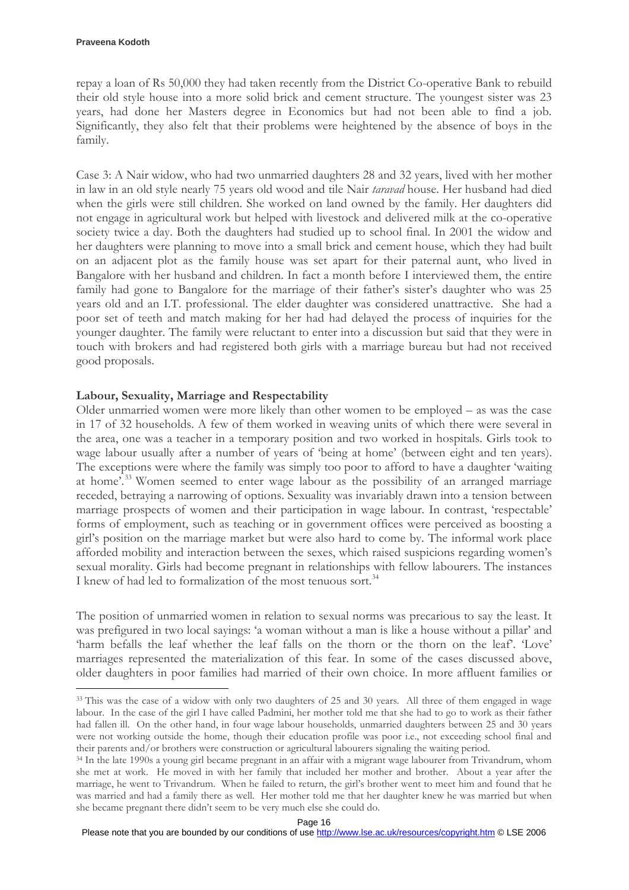repay a loan of Rs 50,000 they had taken recently from the District Co-operative Bank to rebuild their old style house into a more solid brick and cement structure. The youngest sister was 23 years, had done her Masters degree in Economics but had not been able to find a job. Significantly, they also felt that their problems were heightened by the absence of boys in the family.

Case 3: A Nair widow, who had two unmarried daughters 28 and 32 years, lived with her mother in law in an old style nearly 75 years old wood and tile Nair *taravad* house. Her husband had died when the girls were still children. She worked on land owned by the family. Her daughters did not engage in agricultural work but helped with livestock and delivered milk at the co-operative society twice a day. Both the daughters had studied up to school final. In 2001 the widow and her daughters were planning to move into a small brick and cement house, which they had built on an adjacent plot as the family house was set apart for their paternal aunt, who lived in Bangalore with her husband and children. In fact a month before I interviewed them, the entire family had gone to Bangalore for the marriage of their father's sister's daughter who was 25 years old and an I.T. professional. The elder daughter was considered unattractive. She had a poor set of teeth and match making for her had had delayed the process of inquiries for the younger daughter. The family were reluctant to enter into a discussion but said that they were in touch with brokers and had registered both girls with a marriage bureau but had not received good proposals.

### Labour, Sexuality, Marriage and Respectability

Older unmarried women were more likely than other women to be employed – as was the case in 17 of 32 households. A few of them worked in weaving units of which there were several in the area, one was a teacher in a temporary position and two worked in hospitals. Girls took to wage labour usually after a number of years of 'being at home' (between eight and ten years). The exceptions were where the family was simply too poor to afford to have a daughter 'waiting at home'.[33] Women seemed to enter wage labour as the possibility of an arranged marriage receded, betraying a narrowing of options. Sexuality was invariably drawn into a tension between marriage prospects of women and their participation in wage labour. In contrast, 'respectable' forms of employment, such as teaching or in government offices were perceived as boosting a girl's position on the marriage market but were also hard to come by. The informal work place afforded mobility and interaction between the sexes, which raised suspicions regarding women's sexual morality. Girls had become pregnant in relationships with fellow labourers. The instances I knew of had led to formalization of the most tenuous sort.[34]

The position of unmarried women in relation to sexual norms was precarious to say the least. It was prefigured in two local sayings: 'a woman without a man is like a house without a pillar' and 'harm befalls the leaf whether the leaf falls on the thorn or the thorn on the leaf'. 'Love' marriages represented the materialization of this fear. In some of the cases discussed above, older daughters in poor families had married of their own choice. In more affluent families or

---

[33] This was the case of a widow with only two daughters of 25 and 30 years. All three of them engaged in wage labour. In the case of the girl I have called Padmini, her mother told me that she had to go to work as their father had fallen ill. On the other hand, in four wage labour households, unmarried daughters between 25 and 30 years were not working outside the home, though their education profile was poor i.e., not exceeding school final and their parents and/or brothers were construction or agricultural labourers signaling the waiting period.

[34] In the late 1990s a young girl became pregnant in an affair with a migrant wage labourer from Trivandrum, whom she met at work. He moved in with her family that included her mother and brother. About a year after the marriage, he went to Trivandrum. When he failed to return, the girl's brother went to meet him and found that he was married and had a family there as well. Her mother told me that her daughter knew he was married but when she became pregnant there didn't seem to be very much else she could do.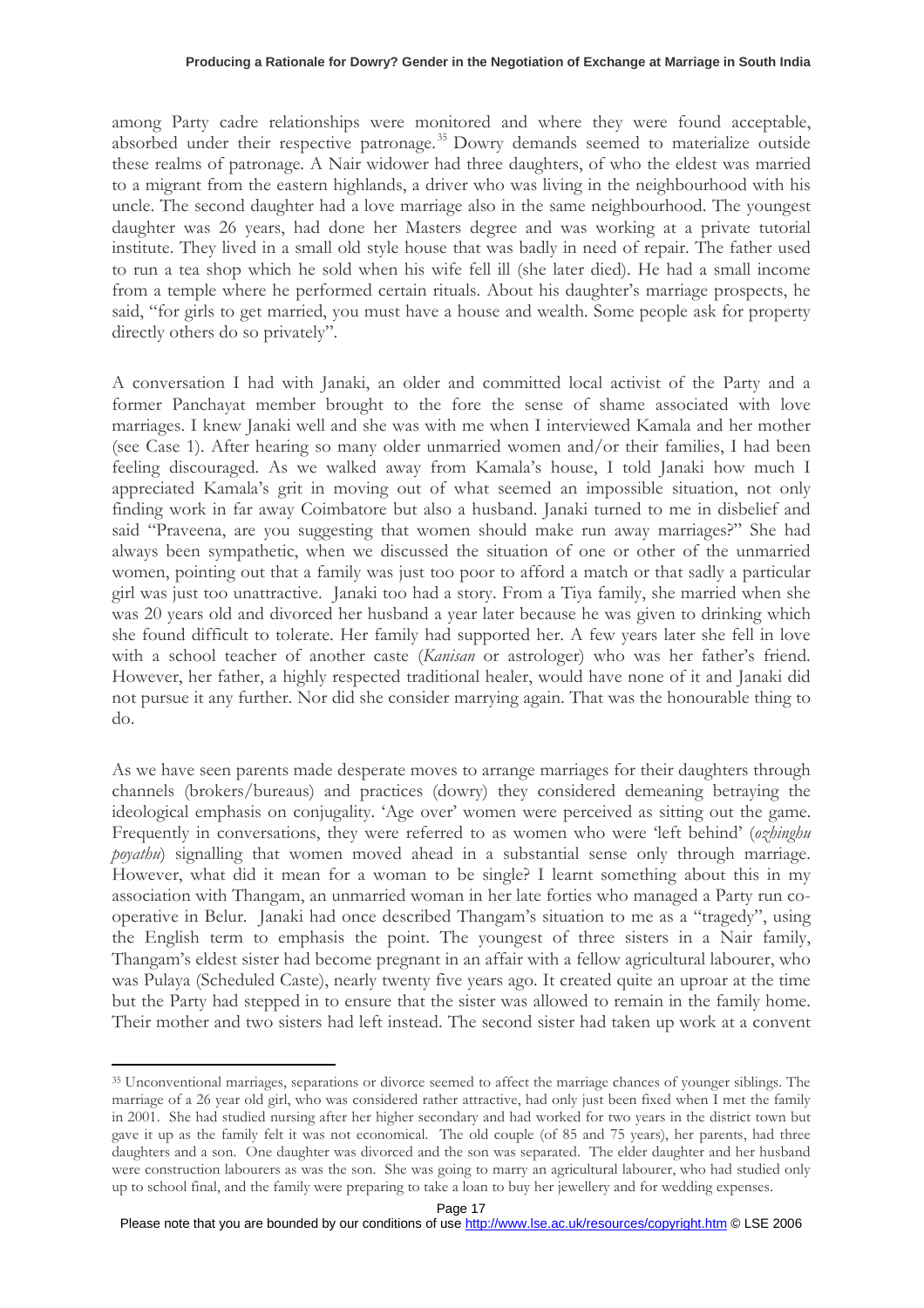among Party cadre relationships were monitored and where they were found acceptable, absorbed under their respective patronage.[35] Dowry demands seemed to materialize outside these realms of patronage. A Nair widower had three daughters, of who the eldest was married to a migrant from the eastern highlands, a driver who was living in the neighbourhood with his uncle. The second daughter had a love marriage also in the same neighbourhood. The youngest daughter was 26 years, had done her Masters degree and was working at a private tutorial institute. They lived in a small old style house that was badly in need of repair. The father used to run a tea shop which he sold when his wife fell ill (she later died). He had a small income from a temple where he performed certain rituals. About his daughter's marriage prospects, he said, "for girls to get married, you must have a house and wealth. Some people ask for property directly others do so privately".

A conversation I had with Janaki, an older and committed local activist of the Party and a former Panchayat member brought to the fore the sense of shame associated with love marriages. I knew Janaki well and she was with me when I interviewed Kamala and her mother (see Case 1). After hearing so many older unmarried women and/or their families, I had been feeling discouraged. As we walked away from Kamala's house, I told Janaki how much I appreciated Kamala's grit in moving out of what seemed an impossible situation, not only finding work in far away Coimbatore but also a husband. Janaki turned to me in disbelief and said "Praveena, are you suggesting that women should make run away marriages?" She had always been sympathetic, when we discussed the situation of one or other of the unmarried women, pointing out that a family was just too poor to afford a match or that sadly a particular girl was just too unattractive. Janaki too had a story. From a Tiya family, she married when she was 20 years old and divorced her husband a year later because he was given to drinking which she found difficult to tolerate. Her family had supported her. A few years later she fell in love with a school teacher of another caste (*Kanisan* or astrologer) who was her father's friend. However, her father, a highly respected traditional healer, would have none of it and Janaki did not pursue it any further. Nor did she consider marrying again. That was the honourable thing to do.

As we have seen parents made desperate moves to arrange marriages for their daughters through channels (brokers/bureaus) and practices (dowry) they considered demeaning betraying the ideological emphasis on conjugality. 'Age over' women were perceived as sitting out the game. Frequently in conversations, they were referred to as women who were 'left behind' (*ozhinghu poyathu*) signalling that women moved ahead in a substantial sense only through marriage. However, what did it mean for a woman to be single? I learnt something about this in my association with Thangam, an unmarried woman in her late forties who managed a Party run co-operative in Belur. Janaki had once described Thangam's situation to me as a "tragedy", using the English term to emphasis the point. The youngest of three sisters in a Nair family, Thangam's eldest sister had become pregnant in an affair with a fellow agricultural labourer, who was Pulaya (Scheduled Caste), nearly twenty five years ago. It created quite an uproar at the time but the Party had stepped in to ensure that the sister was allowed to remain in the family home. Their mother and two sisters had left instead. The second sister had taken up work at a convent

---

[35] Unconventional marriages, separations or divorce seemed to affect the marriage chances of younger siblings. The marriage of a 26 year old girl, who was considered rather attractive, had only just been fixed when I met the family in 2001. She had studied nursing after her higher secondary and had worked for two years in the district town but gave it up as the family felt it was not economical. The old couple (of 85 and 75 years), her parents, had three daughters and a son. One daughter was divorced and the son was separated. The elder daughter and her husband were construction labourers as was the son. She was going to marry an agricultural labourer, who had studied only up to school final, and the family were preparing to take a loan to buy her jewellery and for wedding expenses.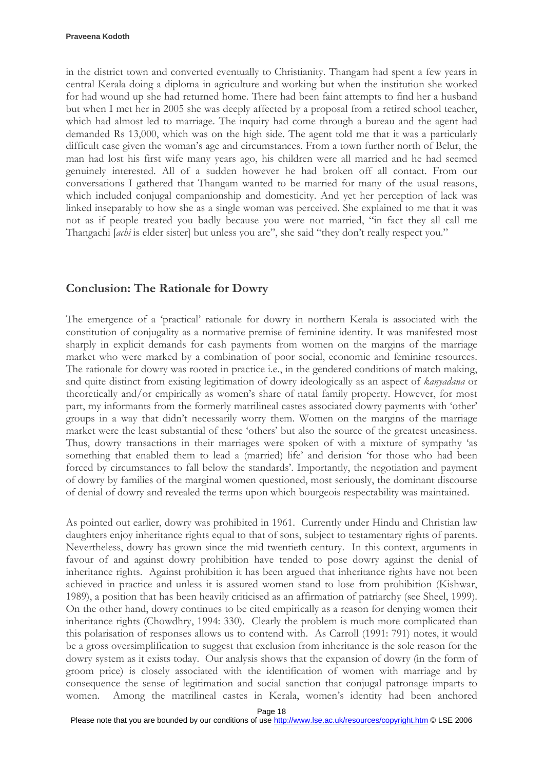in the district town and converted eventually to Christianity. Thangam had spent a few years in central Kerala doing a diploma in agriculture and working but when the institution she worked for had wound up she had returned home. There had been faint attempts to find her a husband but when I met her in 2005 she was deeply affected by a proposal from a retired school teacher, which had almost led to marriage. The inquiry had come through a bureau and the agent had demanded Rs 13,000, which was on the high side. The agent told me that it was a particularly difficult case given the woman's age and circumstances. From a town further north of Belur, the man had lost his first wife many years ago, his children were all married and he had seemed genuinely interested. All of a sudden however he had broken off all contact. From our conversations I gathered that Thangam wanted to be married for many of the usual reasons, which included conjugal companionship and domesticity. And yet her perception of lack was linked inseparably to how she as a single woman was perceived. She explained to me that it was not as if people treated you badly because you were not married, "in fact they all call me Thangachi [*achi* is elder sister] but unless you are", she said "they don't really respect you."

## Conclusion: The Rationale for Dowry

The emergence of a 'practical' rationale for dowry in northern Kerala is associated with the constitution of conjugality as a normative premise of feminine identity. It was manifested most sharply in explicit demands for cash payments from women on the margins of the marriage market who were marked by a combination of poor social, economic and feminine resources. The rationale for dowry was rooted in practice i.e., in the gendered conditions of match making, and quite distinct from existing legitimation of dowry ideologically as an aspect of *kanyadana* or theoretically and/or empirically as women's share of natal family property. However, for most part, my informants from the formerly matrilineal castes associated dowry payments with 'other' groups in a way that didn't necessarily worry them. Women on the margins of the marriage market were the least substantial of these 'others' but also the source of the greatest uneasiness. Thus, dowry transactions in their marriages were spoken of with a mixture of sympathy 'as something that enabled them to lead a (married) life' and derision 'for those who had been forced by circumstances to fall below the standards'. Importantly, the negotiation and payment of dowry by families of the marginal women questioned, most seriously, the dominant discourse of denial of dowry and revealed the terms upon which bourgeois respectability was maintained.

As pointed out earlier, dowry was prohibited in 1961. Currently under Hindu and Christian law daughters enjoy inheritance rights equal to that of sons, subject to testamentary rights of parents. Nevertheless, dowry has grown since the mid twentieth century. In this context, arguments in favour of and against dowry prohibition have tended to pose dowry against the denial of inheritance rights. Against prohibition it has been argued that inheritance rights have not been achieved in practice and unless it is assured women stand to lose from prohibition (Kishwar, 1989), a position that has been heavily criticised as an affirmation of patriarchy (see Sheel, 1999). On the other hand, dowry continues to be cited empirically as a reason for denying women their inheritance rights (Chowdhry, 1994: 330). Clearly the problem is much more complicated than this polarisation of responses allows us to contend with. As Carroll (1991: 791) notes, it would be a gross oversimplification to suggest that exclusion from inheritance is the sole reason for the dowry system as it exists today. Our analysis shows that the expansion of dowry (in the form of groom price) is closely associated with the identification of women with marriage and by consequence the sense of legitimation and social sanction that conjugal patronage imparts to women. Among the matrilineal castes in Kerala, women's identity had been anchored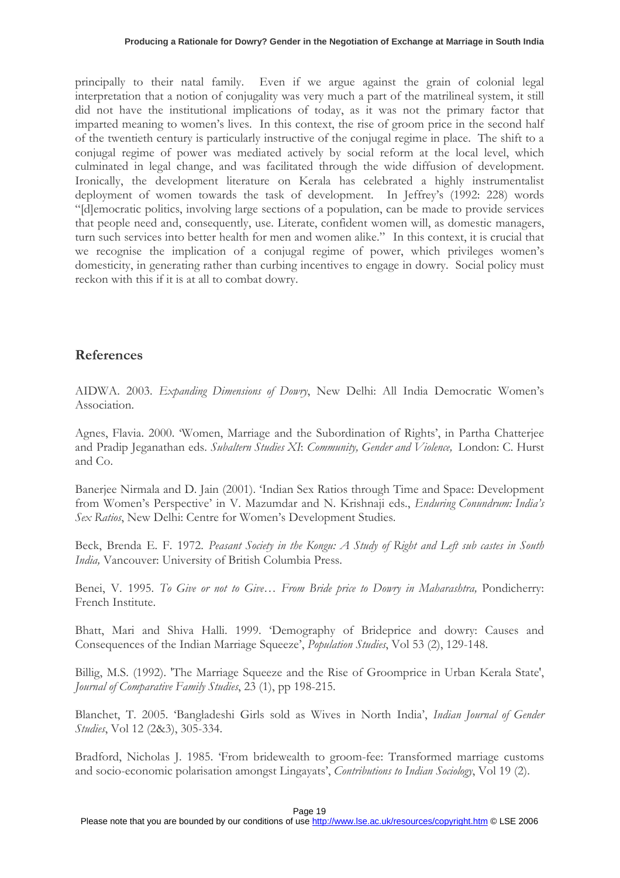principally to their natal family. Even if we argue against the grain of colonial legal interpretation that a notion of conjugality was very much a part of the matrilineal system, it still did not have the institutional implications of today, as it was not the primary factor that imparted meaning to women's lives. In this context, the rise of groom price in the second half of the twentieth century is particularly instructive of the conjugal regime in place. The shift to a conjugal regime of power was mediated actively by social reform at the local level, which culminated in legal change, and was facilitated through the wide diffusion of development. Ironically, the development literature on Kerala has celebrated a highly instrumentalist deployment of women towards the task of development. In Jeffrey's (1992: 228) words "[d]emocratic politics, involving large sections of a population, can be made to provide services that people need and, consequently, use. Literate, confident women will, as domestic managers, turn such services into better health for men and women alike." In this context, it is crucial that we recognise the implication of a conjugal regime of power, which privileges women's domesticity, in generating rather than curbing incentives to engage in dowry. Social policy must reckon with this if it is at all to combat dowry.

## References

AIDWA. 2003. *Expanding Dimensions of Dowry*, New Delhi: All India Democratic Women's Association.

Agnes, Flavia. 2000. 'Women, Marriage and the Subordination of Rights', in Partha Chatterjee and Pradip Jeganathan eds. *Subaltern Studies XI*: *Community, Gender and Violence,* London: C. Hurst and Co.

Banerjee Nirmala and D. Jain (2001). 'Indian Sex Ratios through Time and Space: Development from Women's Perspective' in V. Mazumdar and N. Krishnaji eds., *Enduring Conundrum: India's Sex Ratios*, New Delhi: Centre for Women's Development Studies.

Beck, Brenda E. F. 1972. *Peasant Society in the Kongu: A Study of Right and Left sub castes in South India,* Vancouver: University of British Columbia Press.

Benei, V. 1995. *To Give or not to Give… From Bride price to Dowry in Maharashtra,* Pondicherry: French Institute.

Bhatt, Mari and Shiva Halli. 1999. 'Demography of Brideprice and dowry: Causes and Consequences of the Indian Marriage Squeeze', *Population Studies*, Vol 53 (2), 129-148.

Billig, M.S. (1992). 'The Marriage Squeeze and the Rise of Groomprice in Urban Kerala State', *Journal of Comparative Family Studies*, 23 (1), pp 198-215.

Blanchet, T. 2005. 'Bangladeshi Girls sold as Wives in North India', *Indian Journal of Gender Studies*, Vol 12 (2&3), 305-334.

Bradford, Nicholas J. 1985. 'From bridewealth to groom-fee: Transformed marriage customs and socio-economic polarisation amongst Lingayats', *Contributions to Indian Sociology*, Vol 19 (2).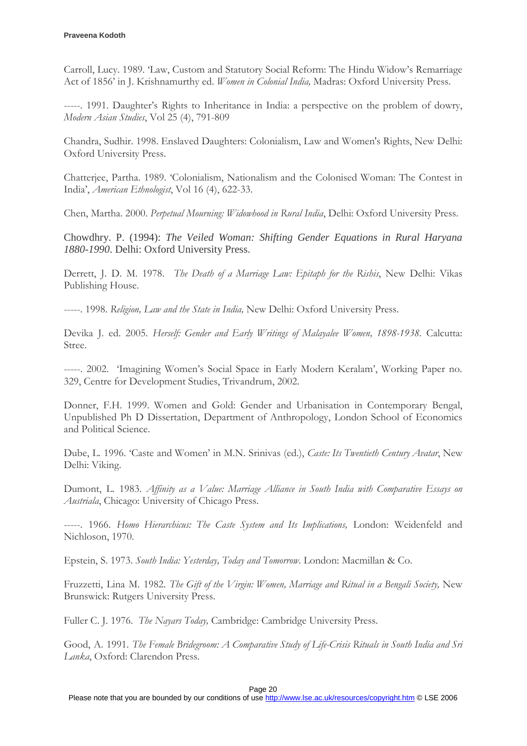Carroll, Lucy. 1989. 'Law, Custom and Statutory Social Reform: The Hindu Widow's Remarriage Act of 1856' in J. Krishnamurthy ed. *Women in Colonial India,* Madras: Oxford University Press.

-----. 1991. Daughter's Rights to Inheritance in India: a perspective on the problem of dowry, *Modern Asian Studies*, Vol 25 (4), 791-809

Chandra, Sudhir. 1998. Enslaved Daughters: Colonialism, Law and Women's Rights, New Delhi: Oxford University Press.

Chatterjee, Partha. 1989. 'Colonialism, Nationalism and the Colonised Woman: The Contest in India', *American Ethnologist*, Vol 16 (4), 622-33.

Chen, Martha. 2000. *Perpetual Mourning: Widowhood in Rural India*, Delhi: Oxford University Press.

Chowdhry. P. (1994): *The Veiled Woman: Shifting Gender Equations in Rural Haryana 1880-1990*. Delhi: Oxford University Press.

Derrett, J. D. M. 1978. *The Death of a Marriage Law: Epitaph for the Rishis*, New Delhi: Vikas Publishing House.

-----. 1998. *Religion, Law and the State in India,* New Delhi: Oxford University Press.

Devika J. ed. 2005. *Herself: Gender and Early Writings of Malayalee Women, 1898-1938*. Calcutta: Stree.

-----. 2002. 'Imagining Women's Social Space in Early Modern Keralam', Working Paper no. 329, Centre for Development Studies, Trivandrum, 2002.

Donner, F.H. 1999. Women and Gold: Gender and Urbanisation in Contemporary Bengal, Unpublished Ph D Dissertation, Department of Anthropology, London School of Economics and Political Science.

Dube, L. 1996. 'Caste and Women' in M.N. Srinivas (ed.), *Caste: Its Twentieth Century Avatar*, New Delhi: Viking.

Dumont, L. 1983. *Affinity as a Value: Marriage Alliance in South India with Comparative Essays on Austriala*, Chicago: University of Chicago Press.

-----. 1966. *Homo Hierarchicus: The Caste System and Its Implications,* London: Weidenfeld and Nichloson, 1970.

Epstein, S. 1973. *South India: Yesterday, Today and Tomorrow*. London: Macmillan & Co.

Fruzzetti, Lina M. 1982. *The Gift of the Virgin: Women, Marriage and Ritual in a Bengali Society,* New Brunswick: Rutgers University Press.

Fuller C. J. 1976. *The Nayars Today,* Cambridge: Cambridge University Press.

Good, A. 1991. *The Female Bridegroom: A Comparative Study of Life-Crisis Rituals in South India and Sri Lanka*, Oxford: Clarendon Press.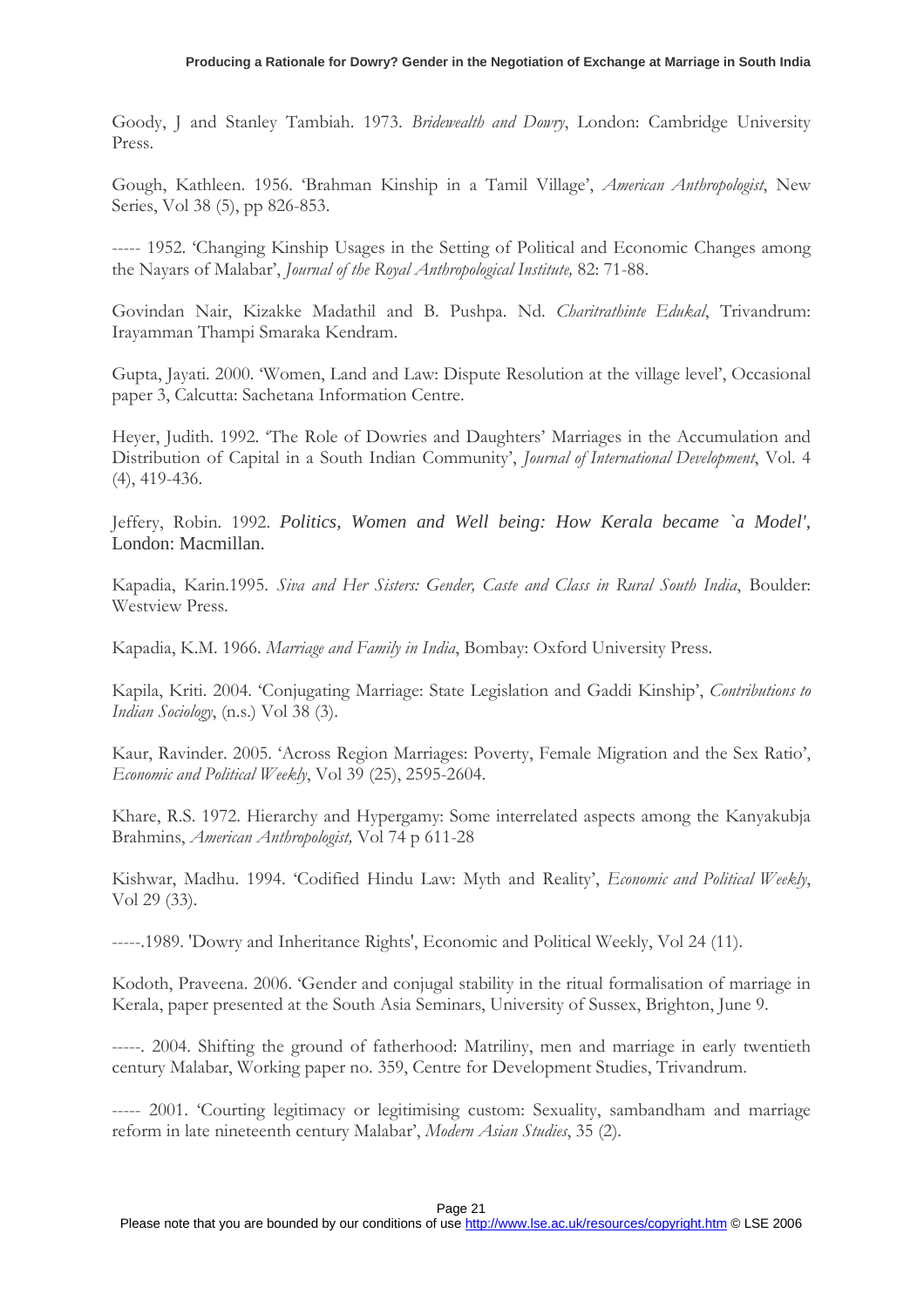Goody, J and Stanley Tambiah. 1973. *Bridewealth and Dowry*, London: Cambridge University Press.

Gough, Kathleen. 1956. 'Brahman Kinship in a Tamil Village', *American Anthropologist*, New Series, Vol 38 (5), pp 826-853.

----- 1952. 'Changing Kinship Usages in the Setting of Political and Economic Changes among the Nayars of Malabar', *Journal of the Royal Anthropological Institute,* 82: 71-88.

Govindan Nair, Kizakke Madathil and B. Pushpa. Nd. *Charitrathinte Edukal*, Trivandrum: Irayamman Thampi Smaraka Kendram.

Gupta, Jayati. 2000. 'Women, Land and Law: Dispute Resolution at the village level', Occasional paper 3, Calcutta: Sachetana Information Centre.

Heyer, Judith. 1992. 'The Role of Dowries and Daughters' Marriages in the Accumulation and Distribution of Capital in a South Indian Community', *Journal of International Development*, Vol. 4 (4), 419-436.

Jeffery, Robin. 1992. *Politics, Women and Well being: How Kerala became `a Model'*, London: Macmillan.

Kapadia, Karin.1995. *Siva and Her Sisters: Gender, Caste and Class in Rural South India*, Boulder: Westview Press.

Kapadia, K.M. 1966. *Marriage and Family in India*, Bombay: Oxford University Press.

Kapila, Kriti. 2004. 'Conjugating Marriage: State Legislation and Gaddi Kinship', *Contributions to Indian Sociology*, (n.s.) Vol 38 (3).

Kaur, Ravinder. 2005. 'Across Region Marriages: Poverty, Female Migration and the Sex Ratio', *Economic and Political Weekly*, Vol 39 (25), 2595-2604.

Khare, R.S. 1972. Hierarchy and Hypergamy: Some interrelated aspects among the Kanyakubja Brahmins, *American Anthropologist,* Vol 74 p 611-28

Kishwar, Madhu. 1994. 'Codified Hindu Law: Myth and Reality', *Economic and Political Weekly*, Vol 29 (33).

-----.1989. 'Dowry and Inheritance Rights', Economic and Political Weekly, Vol 24 (11).

Kodoth, Praveena. 2006. 'Gender and conjugal stability in the ritual formalisation of marriage in Kerala, paper presented at the South Asia Seminars, University of Sussex, Brighton, June 9.

-----. 2004. Shifting the ground of fatherhood: Matriliny, men and marriage in early twentieth century Malabar, Working paper no. 359, Centre for Development Studies, Trivandrum.

----- 2001. 'Courting legitimacy or legitimising custom: Sexuality, sambandham and marriage reform in late nineteenth century Malabar', *Modern Asian Studies*, 35 (2).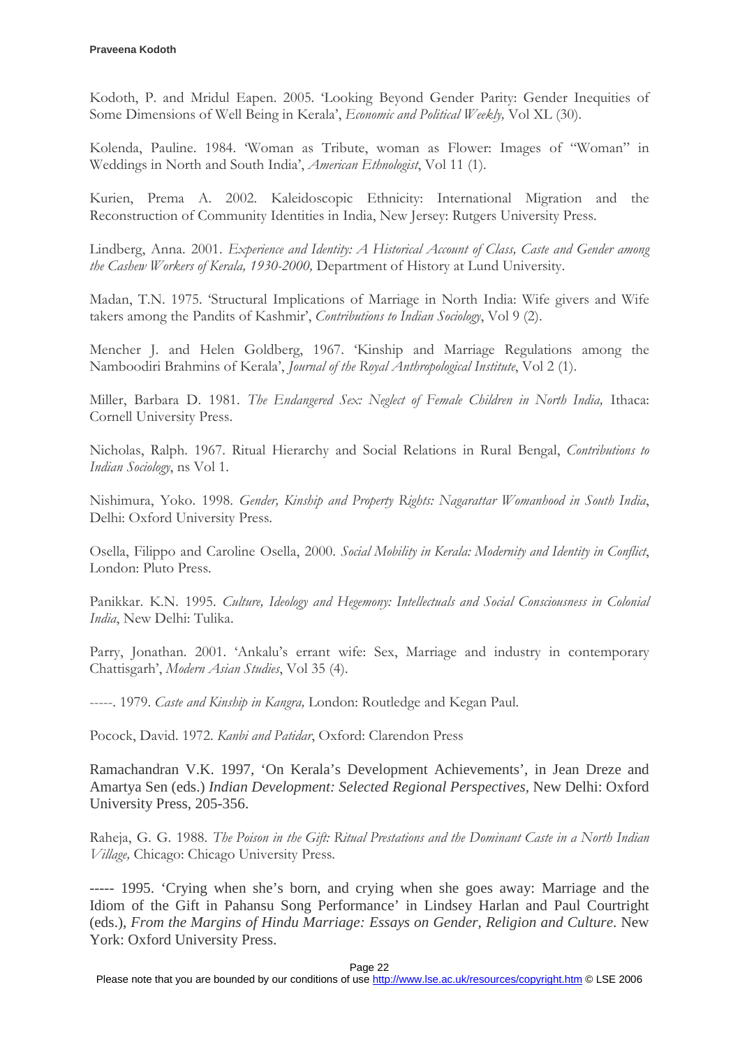Kodoth, P. and Mridul Eapen. 2005. 'Looking Beyond Gender Parity: Gender Inequities of Some Dimensions of Well Being in Kerala', *Economic and Political Weekly,* Vol XL (30).

Kolenda, Pauline. 1984. 'Woman as Tribute, woman as Flower: Images of "Woman" in Weddings in North and South India', *American Ethnologist*, Vol 11 (1).

Kurien, Prema A. 2002. Kaleidoscopic Ethnicity: International Migration and the Reconstruction of Community Identities in India, New Jersey: Rutgers University Press.

Lindberg, Anna. 2001. *Experience and Identity: A Historical Account of Class, Caste and Gender among the Cashew Workers of Kerala, 1930-2000,* Department of History at Lund University.

Madan, T.N. 1975. 'Structural Implications of Marriage in North India: Wife givers and Wife takers among the Pandits of Kashmir', *Contributions to Indian Sociology*, Vol 9 (2).

Mencher J. and Helen Goldberg, 1967. 'Kinship and Marriage Regulations among the Namboodiri Brahmins of Kerala', *Journal of the Royal Anthropological Institute*, Vol 2 (1).

Miller, Barbara D. 1981. *The Endangered Sex: Neglect of Female Children in North India,* Ithaca: Cornell University Press.

Nicholas, Ralph. 1967. Ritual Hierarchy and Social Relations in Rural Bengal, *Contributions to Indian Sociology*, ns Vol 1.

Nishimura, Yoko. 1998. *Gender, Kinship and Property Rights: Nagarattar Womanhood in South India*, Delhi: Oxford University Press.

Osella, Filippo and Caroline Osella, 2000. *Social Mobility in Kerala: Modernity and Identity in Conflict*, London: Pluto Press.

Panikkar. K.N. 1995. *Culture, Ideology and Hegemony: Intellectuals and Social Consciousness in Colonial India*, New Delhi: Tulika.

Parry, Jonathan. 2001. 'Ankalu's errant wife: Sex, Marriage and industry in contemporary Chattisgarh', *Modern Asian Studies*, Vol 35 (4).

-----. 1979. *Caste and Kinship in Kangra,* London: Routledge and Kegan Paul.

Pocock, David. 1972. *Kanbi and Patidar*, Oxford: Clarendon Press

Ramachandran V.K. 1997, 'On Kerala's Development Achievements', in Jean Dreze and Amartya Sen (eds.) *Indian Development: Selected Regional Perspectives*, New Delhi: Oxford University Press, 205-356.

Raheja, G. G. 1988. *The Poison in the Gift: Ritual Prestations and the Dominant Caste in a North Indian Village,* Chicago: Chicago University Press.

----- 1995. 'Crying when she's born, and crying when she goes away: Marriage and the Idiom of the Gift in Pahansu Song Performance' in Lindsey Harlan and Paul Courtright (eds.), *From the Margins of Hindu Marriage: Essays on Gender, Religion and Culture*. New York: Oxford University Press.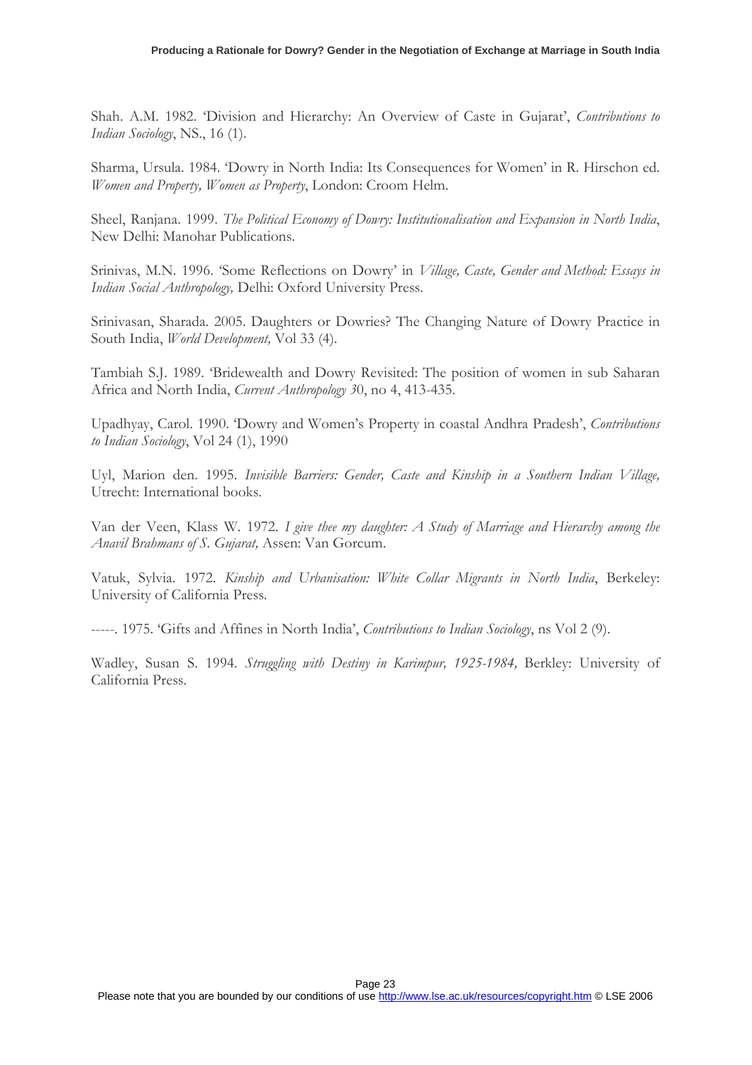Shah. A.M. 1982. 'Division and Hierarchy: An Overview of Caste in Gujarat', *Contributions to Indian Sociology*, NS., 16 (1).

Sharma, Ursula. 1984. 'Dowry in North India: Its Consequences for Women' in R. Hirschon ed. *Women and Property, Women as Property*, London: Croom Helm.

Sheel, Ranjana. 1999. *The Political Economy of Dowry: Institutionalisation and Expansion in North India*, New Delhi: Manohar Publications.

Srinivas, M.N. 1996. 'Some Reflections on Dowry' in *Village, Caste, Gender and Method: Essays in Indian Social Anthropology,* Delhi: Oxford University Press.

Srinivasan, Sharada. 2005. Daughters or Dowries? The Changing Nature of Dowry Practice in South India, *World Development,* Vol 33 (4).

Tambiah S.J. 1989. 'Bridewealth and Dowry Revisited: The position of women in sub Saharan Africa and North India, *Current Anthropology 3*0, no 4, 413-435.

Upadhyay, Carol. 1990. 'Dowry and Women's Property in coastal Andhra Pradesh', *Contributions to Indian Sociology*, Vol 24 (1), 1990

Uyl, Marion den. 1995. *Invisible Barriers: Gender, Caste and Kinship in a Southern Indian Village,* Utrecht: International books.

Van der Veen, Klass W. 1972. *I give thee my daughter: A Study of Marriage and Hierarchy among the Anavil Brahmans of S. Gujarat,* Assen: Van Gorcum.

Vatuk, Sylvia. 1972. *Kinship and Urbanisation: White Collar Migrants in North India*, Berkeley: University of California Press.

-----. 1975. 'Gifts and Affines in North India', *Contributions to Indian Sociology*, ns Vol 2 (9).

Wadley, Susan S. 1994. *Struggling with Destiny in Karimpur, 1925-1984,* Berkley: University of California Press.